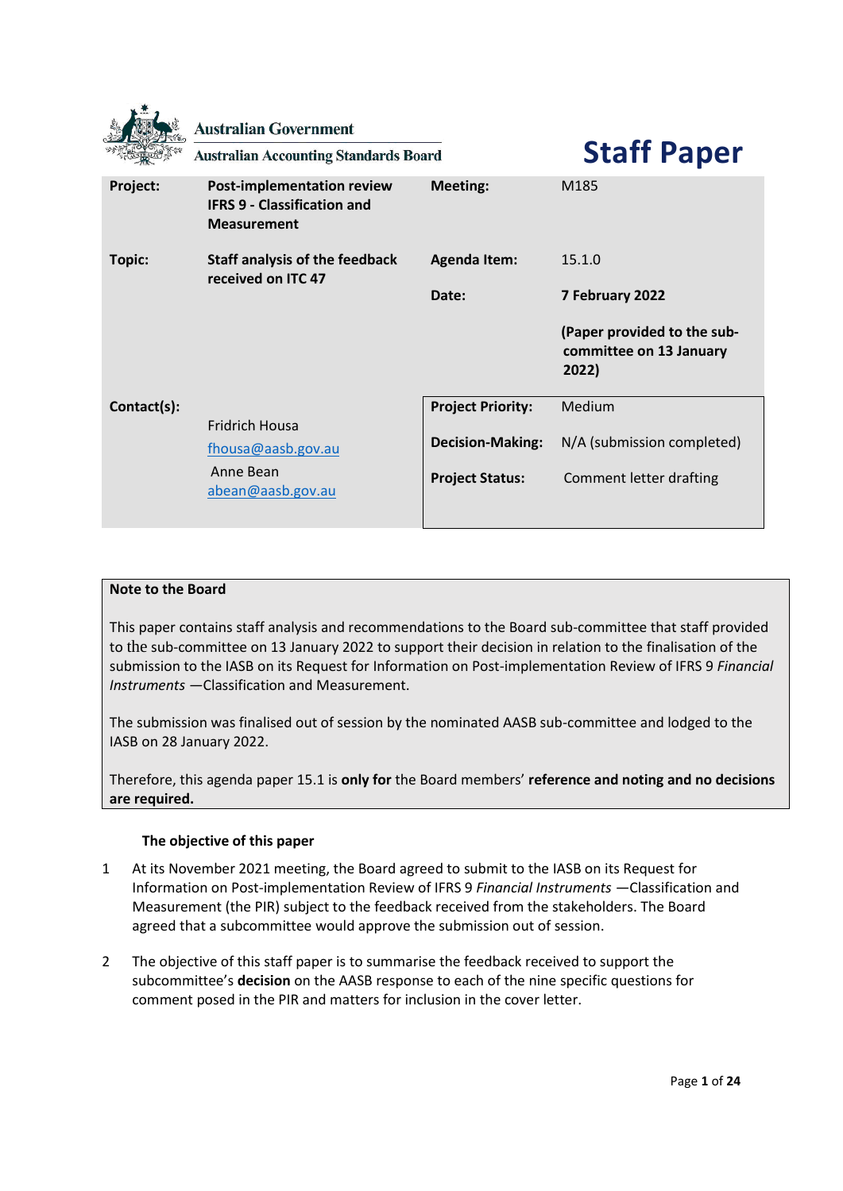Australian Government

Australian Accounting Standards Board

# Staff Paper

| | | | |
|---|---|---|---|
| **Project:** | **Post-implementation review IFRS 9 - Classification and Measurement** | **Meeting:** | M185 |
| **Topic:** | **Staff analysis of the feedback received on ITC 47** | **Agenda Item:** | 15.1.0 |
| | | **Date:** | **7 February 2022** |
| | | | **(Paper provided to the sub-committee on 13 January 2022)** |
| **Contact(s):** | Fridrich Housa<br>fhousa@aasb.gov.au<br>Anne Bean<br>abean@aasb.gov.au | **Project Priority:** | Medium |
| | | **Decision-Making:** | N/A (submission completed) |
| | | **Project Status:** | Comment letter drafting |

**Note to the Board**

This paper contains staff analysis and recommendations to the Board sub-committee that staff provided to the sub-committee on 13 January 2022 to support their decision in relation to the finalisation of the submission to the IASB on its Request for Information on Post-implementation Review of IFRS 9 *Financial Instruments* —Classification and Measurement.

The submission was finalised out of session by the nominated AASB sub-committee and lodged to the IASB on 28 January 2022.

Therefore, this agenda paper 15.1 is **only for** the Board members' **reference and noting and no decisions are required.**

### The objective of this paper

1 At its November 2021 meeting, the Board agreed to submit to the IASB on its Request for Information on Post-implementation Review of IFRS 9 *Financial Instruments* —Classification and Measurement (the PIR) subject to the feedback received from the stakeholders. The Board agreed that a subcommittee would approve the submission out of session.

2 The objective of this staff paper is to summarise the feedback received to support the subcommittee's **decision** on the AASB response to each of the nine specific questions for comment posed in the PIR and matters for inclusion in the cover letter.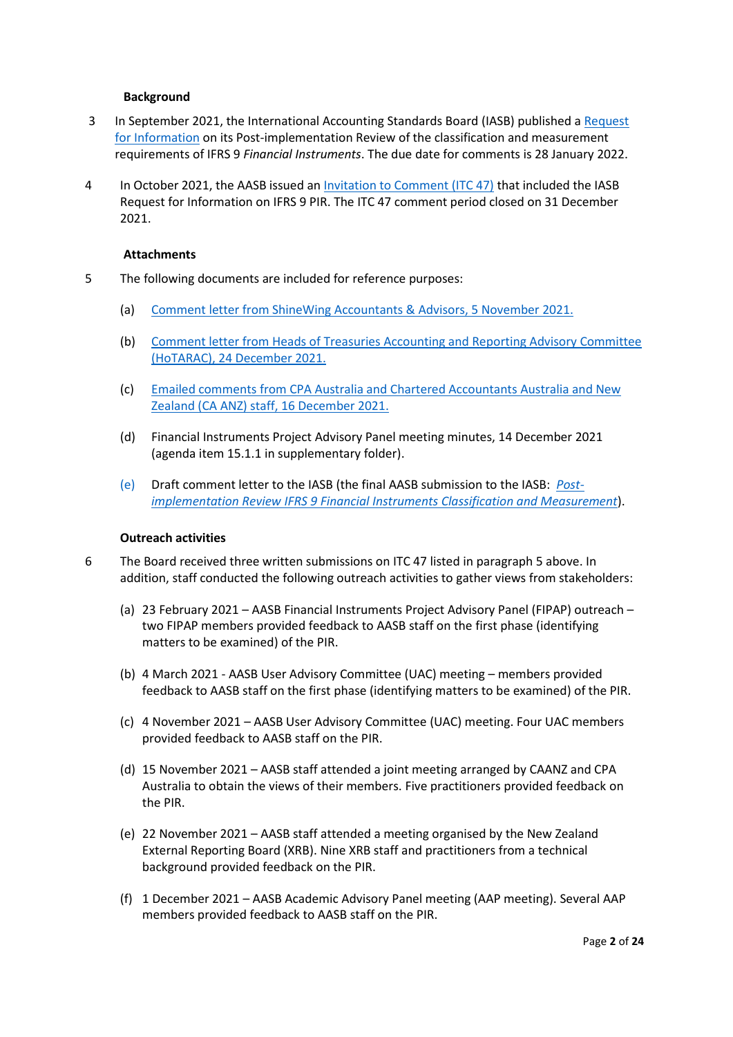**Background**

3 In September 2021, the International Accounting Standards Board (IASB) published a Request for Information on its Post-implementation Review of the classification and measurement requirements of IFRS 9 *Financial Instruments*. The due date for comments is 28 January 2022.

4 In October 2021, the AASB issued an Invitation to Comment (ITC 47) that included the IASB Request for Information on IFRS 9 PIR. The ITC 47 comment period closed on 31 December 2021.

**Attachments**

5 The following documents are included for reference purposes:

(a) Comment letter from ShineWing Accountants & Advisors, 5 November 2021.

(b) Comment letter from Heads of Treasuries Accounting and Reporting Advisory Committee (HoTARAC), 24 December 2021.

(c) Emailed comments from CPA Australia and Chartered Accountants Australia and New Zealand (CA ANZ) staff, 16 December 2021.

(d) Financial Instruments Project Advisory Panel meeting minutes, 14 December 2021 (agenda item 15.1.1 in supplementary folder).

(e) Draft comment letter to the IASB (the final AASB submission to the IASB: *Post-implementation Review IFRS 9 Financial Instruments Classification and Measurement*).

**Outreach activities**

6 The Board received three written submissions on ITC 47 listed in paragraph 5 above. In addition, staff conducted the following outreach activities to gather views from stakeholders:

(a) 23 February 2021 – AASB Financial Instruments Project Advisory Panel (FIPAP) outreach – two FIPAP members provided feedback to AASB staff on the first phase (identifying matters to be examined) of the PIR.

(b) 4 March 2021 - AASB User Advisory Committee (UAC) meeting – members provided feedback to AASB staff on the first phase (identifying matters to be examined) of the PIR.

(c) 4 November 2021 – AASB User Advisory Committee (UAC) meeting. Four UAC members provided feedback to AASB staff on the PIR.

(d) 15 November 2021 – AASB staff attended a joint meeting arranged by CAANZ and CPA Australia to obtain the views of their members. Five practitioners provided feedback on the PIR.

(e) 22 November 2021 – AASB staff attended a meeting organised by the New Zealand External Reporting Board (XRB). Nine XRB staff and practitioners from a technical background provided feedback on the PIR.

(f) 1 December 2021 – AASB Academic Advisory Panel meeting (AAP meeting). Several AAP members provided feedback to AASB staff on the PIR.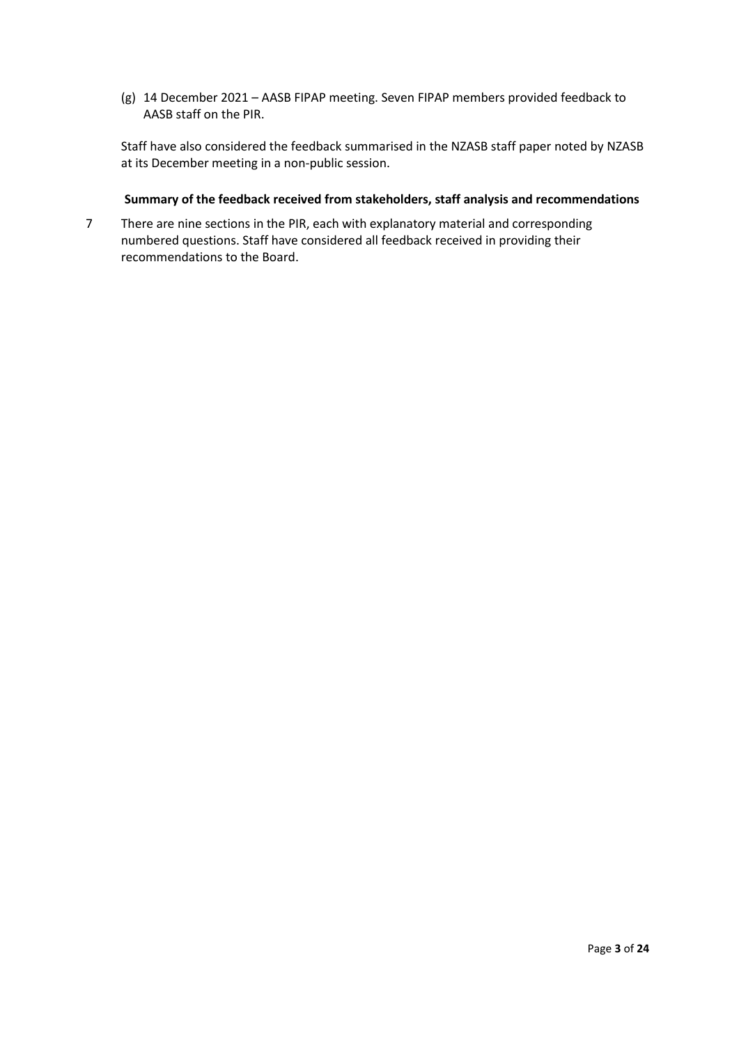(g) 14 December 2021 – AASB FIPAP meeting. Seven FIPAP members provided feedback to AASB staff on the PIR.

Staff have also considered the feedback summarised in the NZASB staff paper noted by NZASB at its December meeting in a non-public session.

**Summary of the feedback received from stakeholders, staff analysis and recommendations**

7 There are nine sections in the PIR, each with explanatory material and corresponding numbered questions. Staff have considered all feedback received in providing their recommendations to the Board.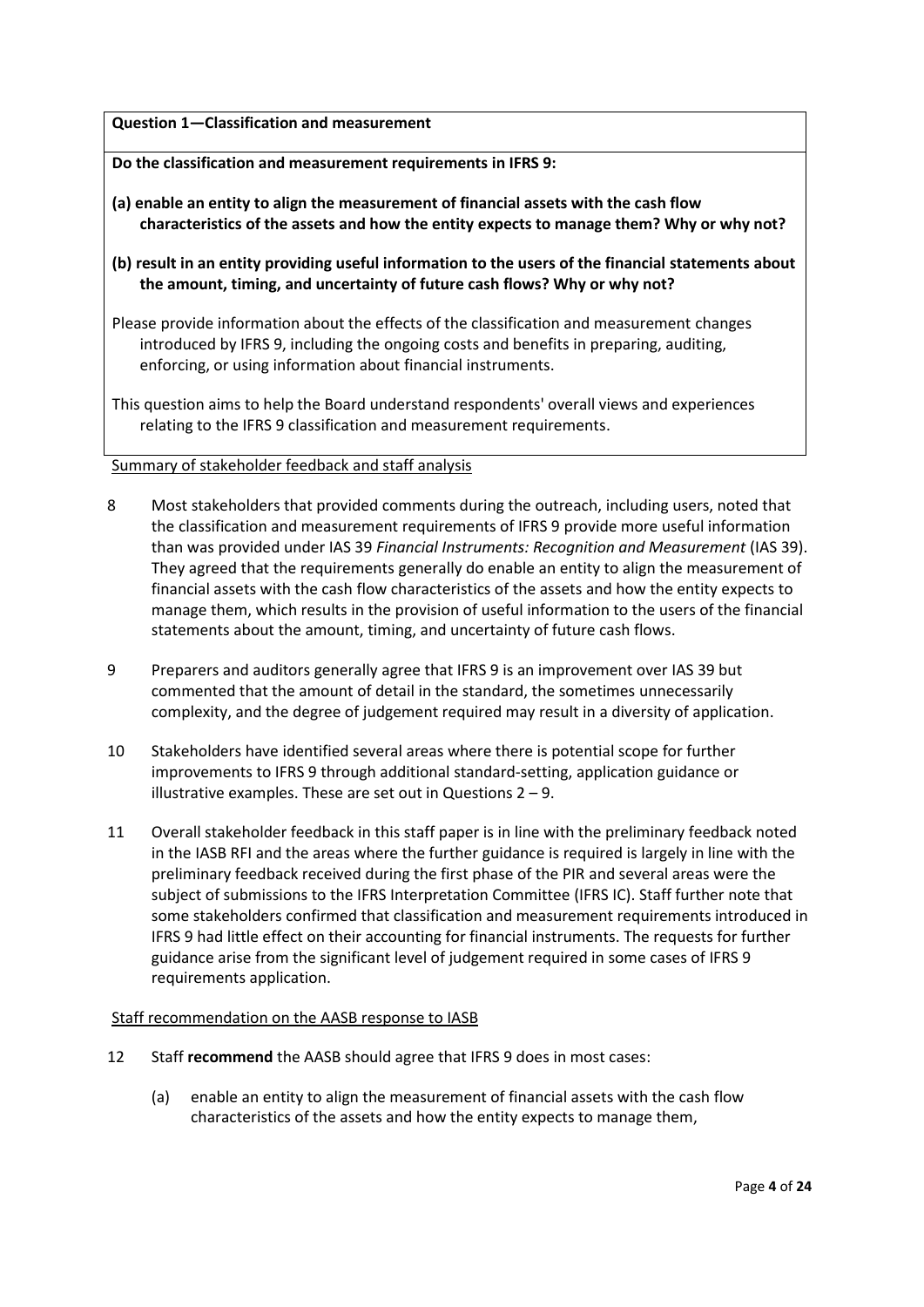**Question 1—Classification and measurement**

**Do the classification and measurement requirements in IFRS 9:**

**(a) enable an entity to align the measurement of financial assets with the cash flow characteristics of the assets and how the entity expects to manage them? Why or why not?**

**(b) result in an entity providing useful information to the users of the financial statements about the amount, timing, and uncertainty of future cash flows? Why or why not?**

Please provide information about the effects of the classification and measurement changes introduced by IFRS 9, including the ongoing costs and benefits in preparing, auditing, enforcing, or using information about financial instruments.

This question aims to help the Board understand respondents' overall views and experiences relating to the IFRS 9 classification and measurement requirements.

Summary of stakeholder feedback and staff analysis

8 Most stakeholders that provided comments during the outreach, including users, noted that the classification and measurement requirements of IFRS 9 provide more useful information than was provided under IAS 39 *Financial Instruments: Recognition and Measurement* (IAS 39). They agreed that the requirements generally do enable an entity to align the measurement of financial assets with the cash flow characteristics of the assets and how the entity expects to manage them, which results in the provision of useful information to the users of the financial statements about the amount, timing, and uncertainty of future cash flows.

9 Preparers and auditors generally agree that IFRS 9 is an improvement over IAS 39 but commented that the amount of detail in the standard, the sometimes unnecessarily complexity, and the degree of judgement required may result in a diversity of application.

10 Stakeholders have identified several areas where there is potential scope for further improvements to IFRS 9 through additional standard-setting, application guidance or illustrative examples. These are set out in Questions 2 – 9.

11 Overall stakeholder feedback in this staff paper is in line with the preliminary feedback noted in the IASB RFI and the areas where the further guidance is required is largely in line with the preliminary feedback received during the first phase of the PIR and several areas were the subject of submissions to the IFRS Interpretation Committee (IFRS IC). Staff further note that some stakeholders confirmed that classification and measurement requirements introduced in IFRS 9 had little effect on their accounting for financial instruments. The requests for further guidance arise from the significant level of judgement required in some cases of IFRS 9 requirements application.

Staff recommendation on the AASB response to IASB

12 Staff **recommend** the AASB should agree that IFRS 9 does in most cases:

(a) enable an entity to align the measurement of financial assets with the cash flow characteristics of the assets and how the entity expects to manage them,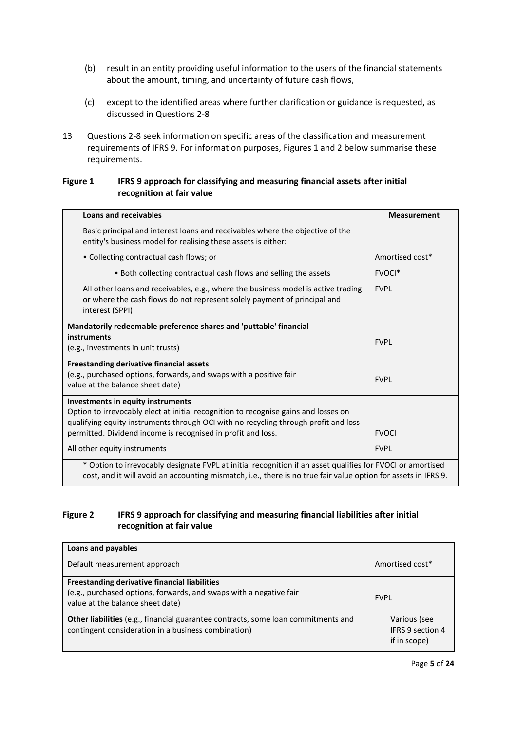(b) result in an entity providing useful information to the users of the financial statements about the amount, timing, and uncertainty of future cash flows,

(c) except to the identified areas where further clarification or guidance is requested, as discussed in Questions 2-8

13 Questions 2-8 seek information on specific areas of the classification and measurement requirements of IFRS 9. For information purposes, Figures 1 and 2 below summarise these requirements.

**Figure 1 IFRS 9 approach for classifying and measuring financial assets after initial recognition at fair value**

| **Loans and receivables** | **Measurement** |
|---|---|
| Basic principal and interest loans and receivables where the objective of the entity's business model for realising these assets is either: | |
| • Collecting contractual cash flows; or | Amortised cost* |
| • Both collecting contractual cash flows and selling the assets | FVOCI* |
| All other loans and receivables, e.g., where the business model is active trading or where the cash flows do not represent solely payment of principal and interest (SPPI) | FVPL |
| **Mandatorily redeemable preference shares and 'puttable' financial instruments** (e.g., investments in unit trusts) | FVPL |
| **Freestanding derivative financial assets** (e.g., purchased options, forwards, and swaps with a positive fair value at the balance sheet date) | FVPL |
| **Investments in equity instruments** Option to irrevocably elect at initial recognition to recognise gains and losses on qualifying equity instruments through OCI with no recycling through profit and loss permitted. Dividend income is recognised in profit and loss. | FVOCI |
| All other equity instruments | FVPL |
| * Option to irrevocably designate FVPL at initial recognition if an asset qualifies for FVOCI or amortised cost, and it will avoid an accounting mismatch, i.e., there is no true fair value option for assets in IFRS 9. | |

**Figure 2 IFRS 9 approach for classifying and measuring financial liabilities after initial recognition at fair value**

| **Loans and payables** | |
|---|---|
| Default measurement approach | Amortised cost* |
| **Freestanding derivative financial liabilities** (e.g., purchased options, forwards, and swaps with a negative fair value at the balance sheet date) | FVPL |
| **Other liabilities** (e.g., financial guarantee contracts, some loan commitments and contingent consideration in a business combination) | Various (see IFRS 9 section 4 if in scope) |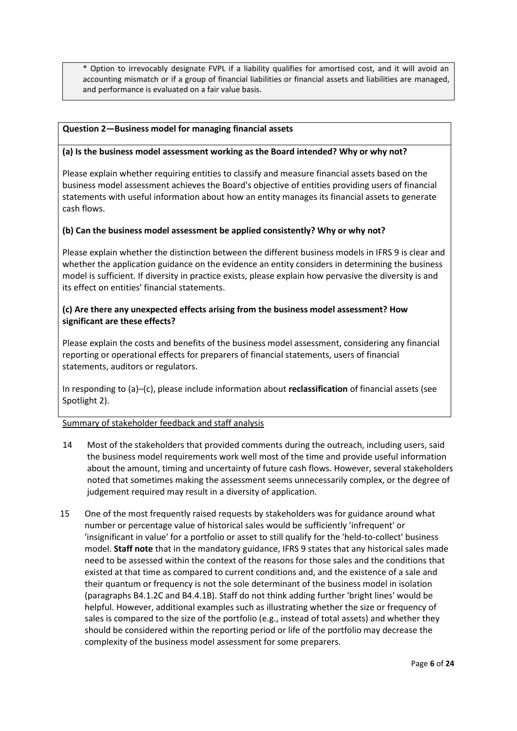* Option to irrevocably designate FVPL if a liability qualifies for amortised cost, and it will avoid an accounting mismatch or if a group of financial liabilities or financial assets and liabilities are managed, and performance is evaluated on a fair value basis.

**Question 2—Business model for managing financial assets**

**(a) Is the business model assessment working as the Board intended? Why or why not?**

Please explain whether requiring entities to classify and measure financial assets based on the business model assessment achieves the Board's objective of entities providing users of financial statements with useful information about how an entity manages its financial assets to generate cash flows.

**(b) Can the business model assessment be applied consistently? Why or why not?**

Please explain whether the distinction between the different business models in IFRS 9 is clear and whether the application guidance on the evidence an entity considers in determining the business model is sufficient. If diversity in practice exists, please explain how pervasive the diversity is and its effect on entities' financial statements.

**(c) Are there any unexpected effects arising from the business model assessment? How significant are these effects?**

Please explain the costs and benefits of the business model assessment, considering any financial reporting or operational effects for preparers of financial statements, users of financial statements, auditors or regulators.

In responding to (a)–(c), please include information about **reclassification** of financial assets (see Spotlight 2).

Summary of stakeholder feedback and staff analysis

14 Most of the stakeholders that provided comments during the outreach, including users, said the business model requirements work well most of the time and provide useful information about the amount, timing and uncertainty of future cash flows. However, several stakeholders noted that sometimes making the assessment seems unnecessarily complex, or the degree of judgement required may result in a diversity of application.

15 One of the most frequently raised requests by stakeholders was for guidance around what number or percentage value of historical sales would be sufficiently 'infrequent' or 'insignificant in value' for a portfolio or asset to still qualify for the 'held-to-collect' business model. **Staff note** that in the mandatory guidance, IFRS 9 states that any historical sales made need to be assessed within the context of the reasons for those sales and the conditions that existed at that time as compared to current conditions and, and the existence of a sale and their quantum or frequency is not the sole determinant of the business model in isolation (paragraphs B4.1.2C and B4.4.1B). Staff do not think adding further 'bright lines' would be helpful. However, additional examples such as illustrating whether the size or frequency of sales is compared to the size of the portfolio (e.g., instead of total assets) and whether they should be considered within the reporting period or life of the portfolio may decrease the complexity of the business model assessment for some preparers.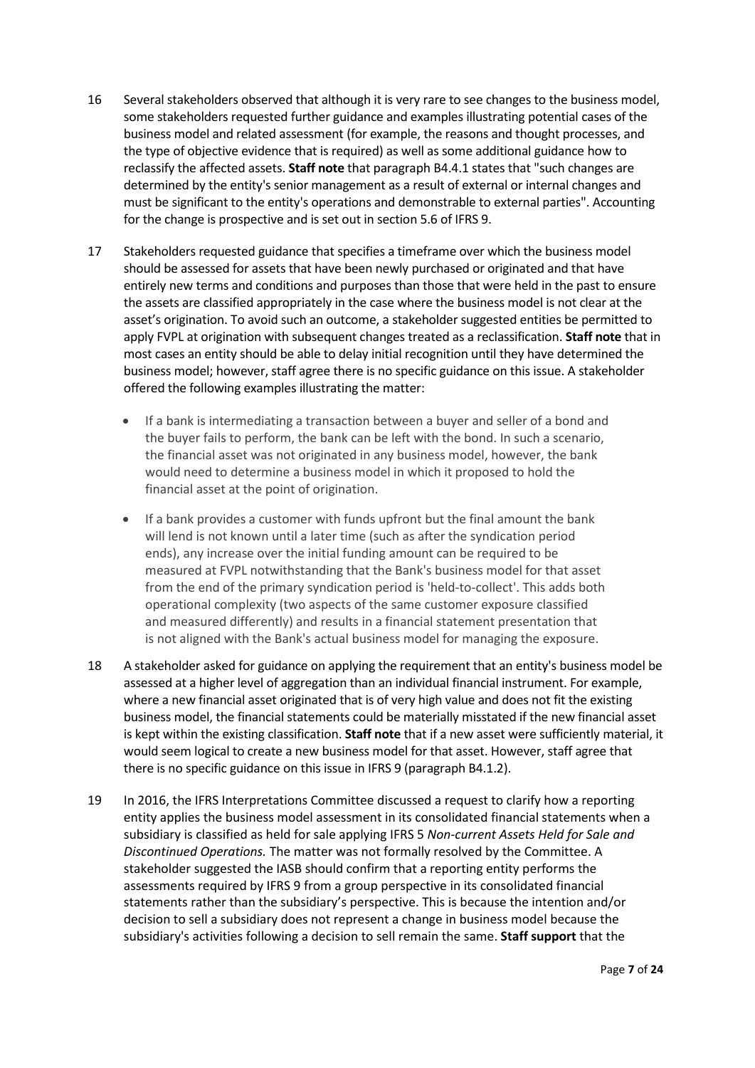16 Several stakeholders observed that although it is very rare to see changes to the business model, some stakeholders requested further guidance and examples illustrating potential cases of the business model and related assessment (for example, the reasons and thought processes, and the type of objective evidence that is required) as well as some additional guidance how to reclassify the affected assets. **Staff note** that paragraph B4.4.1 states that "such changes are determined by the entity's senior management as a result of external or internal changes and must be significant to the entity's operations and demonstrable to external parties". Accounting for the change is prospective and is set out in section 5.6 of IFRS 9.

17 Stakeholders requested guidance that specifies a timeframe over which the business model should be assessed for assets that have been newly purchased or originated and that have entirely new terms and conditions and purposes than those that were held in the past to ensure the assets are classified appropriately in the case where the business model is not clear at the asset's origination. To avoid such an outcome, a stakeholder suggested entities be permitted to apply FVPL at origination with subsequent changes treated as a reclassification. **Staff note** that in most cases an entity should be able to delay initial recognition until they have determined the business model; however, staff agree there is no specific guidance on this issue. A stakeholder offered the following examples illustrating the matter:

- If a bank is intermediating a transaction between a buyer and seller of a bond and the buyer fails to perform, the bank can be left with the bond. In such a scenario, the financial asset was not originated in any business model, however, the bank would need to determine a business model in which it proposed to hold the financial asset at the point of origination.
- If a bank provides a customer with funds upfront but the final amount the bank will lend is not known until a later time (such as after the syndication period ends), any increase over the initial funding amount can be required to be measured at FVPL notwithstanding that the Bank's business model for that asset from the end of the primary syndication period is 'held-to-collect'. This adds both operational complexity (two aspects of the same customer exposure classified and measured differently) and results in a financial statement presentation that is not aligned with the Bank's actual business model for managing the exposure.

18 A stakeholder asked for guidance on applying the requirement that an entity's business model be assessed at a higher level of aggregation than an individual financial instrument. For example, where a new financial asset originated that is of very high value and does not fit the existing business model, the financial statements could be materially misstated if the new financial asset is kept within the existing classification. **Staff note** that if a new asset were sufficiently material, it would seem logical to create a new business model for that asset. However, staff agree that there is no specific guidance on this issue in IFRS 9 (paragraph B4.1.2).

19 In 2016, the IFRS Interpretations Committee discussed a request to clarify how a reporting entity applies the business model assessment in its consolidated financial statements when a subsidiary is classified as held for sale applying IFRS 5 *Non-current Assets Held for Sale and Discontinued Operations.* The matter was not formally resolved by the Committee. A stakeholder suggested the IASB should confirm that a reporting entity performs the assessments required by IFRS 9 from a group perspective in its consolidated financial statements rather than the subsidiary's perspective. This is because the intention and/or decision to sell a subsidiary does not represent a change in business model because the subsidiary's activities following a decision to sell remain the same. **Staff support** that the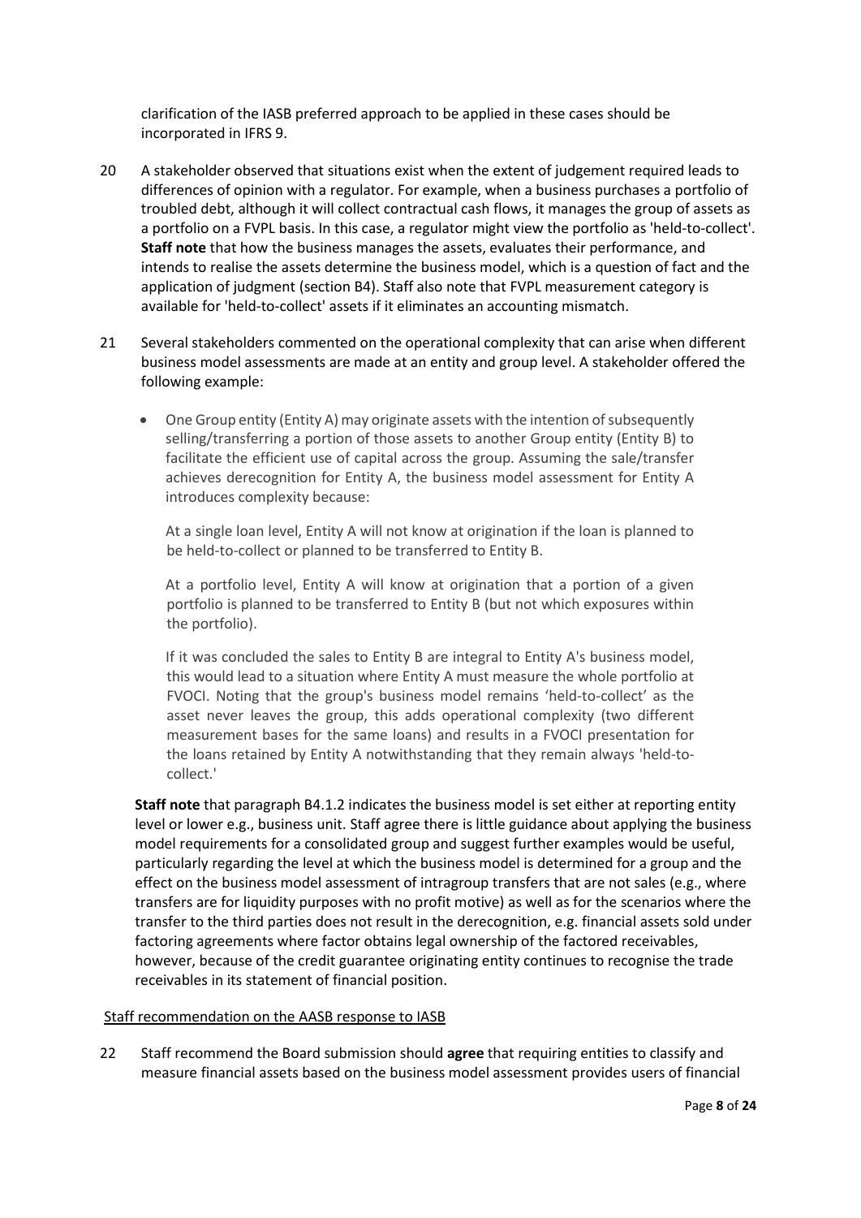clarification of the IASB preferred approach to be applied in these cases should be incorporated in IFRS 9.

20 A stakeholder observed that situations exist when the extent of judgement required leads to differences of opinion with a regulator. For example, when a business purchases a portfolio of troubled debt, although it will collect contractual cash flows, it manages the group of assets as a portfolio on a FVPL basis. In this case, a regulator might view the portfolio as 'held-to-collect'. **Staff note** that how the business manages the assets, evaluates their performance, and intends to realise the assets determine the business model, which is a question of fact and the application of judgment (section B4). Staff also note that FVPL measurement category is available for 'held-to-collect' assets if it eliminates an accounting mismatch.

21 Several stakeholders commented on the operational complexity that can arise when different business model assessments are made at an entity and group level. A stakeholder offered the following example:

- One Group entity (Entity A) may originate assets with the intention of subsequently selling/transferring a portion of those assets to another Group entity (Entity B) to facilitate the efficient use of capital across the group. Assuming the sale/transfer achieves derecognition for Entity A, the business model assessment for Entity A introduces complexity because:

  At a single loan level, Entity A will not know at origination if the loan is planned to be held-to-collect or planned to be transferred to Entity B.

  At a portfolio level, Entity A will know at origination that a portion of a given portfolio is planned to be transferred to Entity B (but not which exposures within the portfolio).

  If it was concluded the sales to Entity B are integral to Entity A's business model, this would lead to a situation where Entity A must measure the whole portfolio at FVOCI. Noting that the group's business model remains 'held-to-collect' as the asset never leaves the group, this adds operational complexity (two different measurement bases for the same loans) and results in a FVOCI presentation for the loans retained by Entity A notwithstanding that they remain always 'held-to-collect.'

**Staff note** that paragraph B4.1.2 indicates the business model is set either at reporting entity level or lower e.g., business unit. Staff agree there is little guidance about applying the business model requirements for a consolidated group and suggest further examples would be useful, particularly regarding the level at which the business model is determined for a group and the effect on the business model assessment of intragroup transfers that are not sales (e.g., where transfers are for liquidity purposes with no profit motive) as well as for the scenarios where the transfer to the third parties does not result in the derecognition, e.g. financial assets sold under factoring agreements where factor obtains legal ownership of the factored receivables, however, because of the credit guarantee originating entity continues to recognise the trade receivables in its statement of financial position.

Staff recommendation on the AASB response to IASB

22 Staff recommend the Board submission should **agree** that requiring entities to classify and measure financial assets based on the business model assessment provides users of financial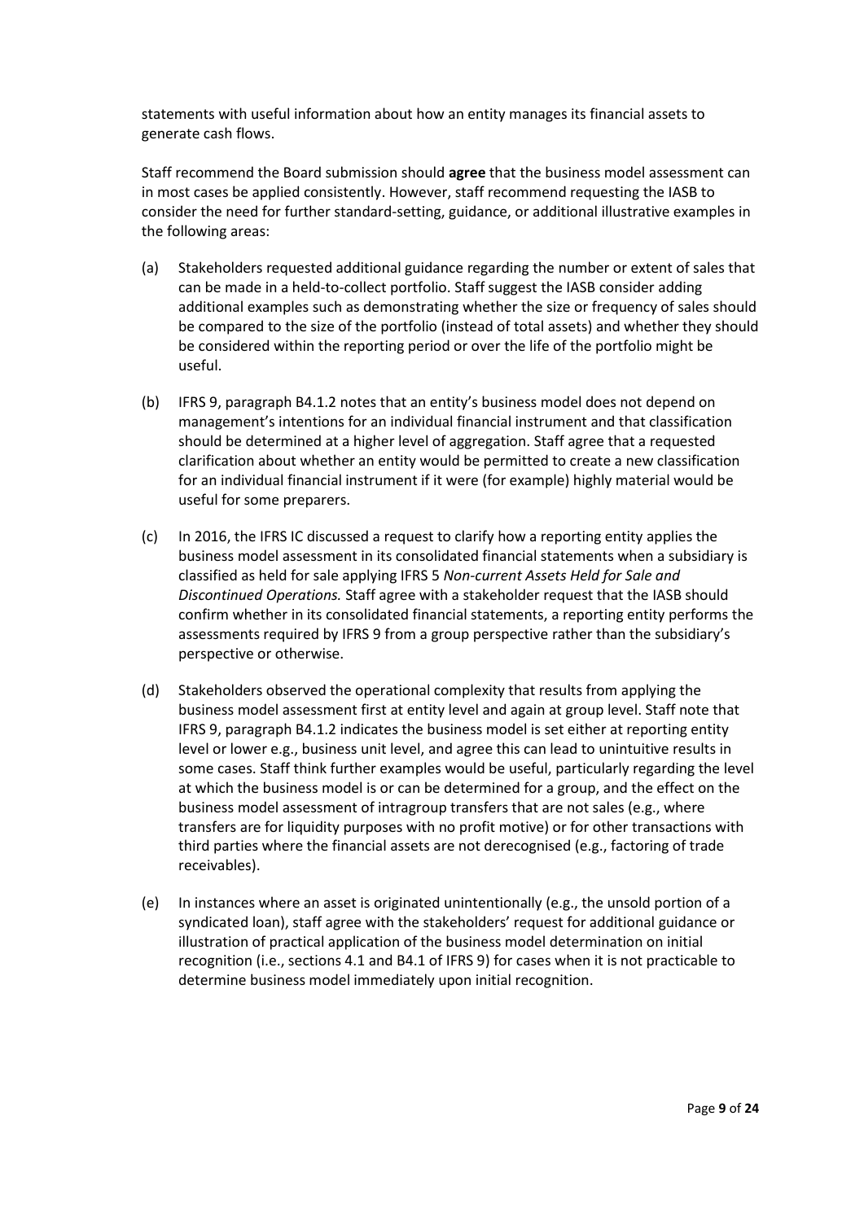statements with useful information about how an entity manages its financial assets to generate cash flows.

Staff recommend the Board submission should **agree** that the business model assessment can in most cases be applied consistently. However, staff recommend requesting the IASB to consider the need for further standard-setting, guidance, or additional illustrative examples in the following areas:

(a) Stakeholders requested additional guidance regarding the number or extent of sales that can be made in a held-to-collect portfolio. Staff suggest the IASB consider adding additional examples such as demonstrating whether the size or frequency of sales should be compared to the size of the portfolio (instead of total assets) and whether they should be considered within the reporting period or over the life of the portfolio might be useful.

(b) IFRS 9, paragraph B4.1.2 notes that an entity's business model does not depend on management's intentions for an individual financial instrument and that classification should be determined at a higher level of aggregation. Staff agree that a requested clarification about whether an entity would be permitted to create a new classification for an individual financial instrument if it were (for example) highly material would be useful for some preparers.

(c) In 2016, the IFRS IC discussed a request to clarify how a reporting entity applies the business model assessment in its consolidated financial statements when a subsidiary is classified as held for sale applying IFRS 5 *Non-current Assets Held for Sale and Discontinued Operations.* Staff agree with a stakeholder request that the IASB should confirm whether in its consolidated financial statements, a reporting entity performs the assessments required by IFRS 9 from a group perspective rather than the subsidiary's perspective or otherwise.

(d) Stakeholders observed the operational complexity that results from applying the business model assessment first at entity level and again at group level. Staff note that IFRS 9, paragraph B4.1.2 indicates the business model is set either at reporting entity level or lower e.g., business unit level, and agree this can lead to unintuitive results in some cases. Staff think further examples would be useful, particularly regarding the level at which the business model is or can be determined for a group, and the effect on the business model assessment of intragroup transfers that are not sales (e.g., where transfers are for liquidity purposes with no profit motive) or for other transactions with third parties where the financial assets are not derecognised (e.g., factoring of trade receivables).

(e) In instances where an asset is originated unintentionally (e.g., the unsold portion of a syndicated loan), staff agree with the stakeholders' request for additional guidance or illustration of practical application of the business model determination on initial recognition (i.e., sections 4.1 and B4.1 of IFRS 9) for cases when it is not practicable to determine business model immediately upon initial recognition.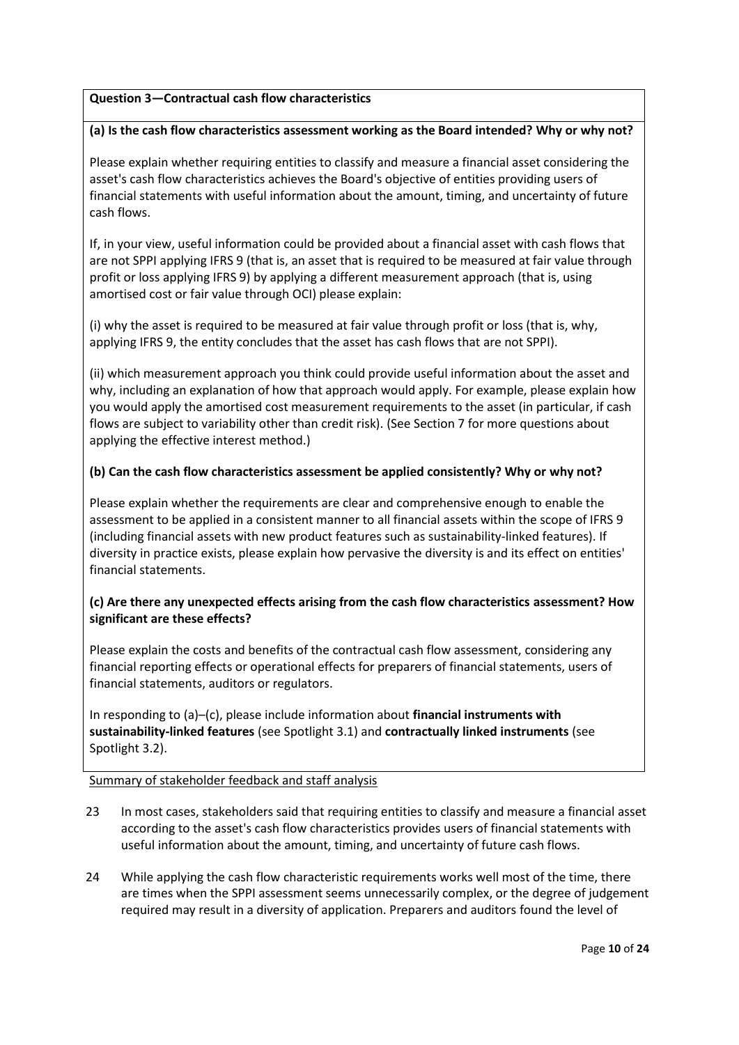**Question 3—Contractual cash flow characteristics**

**(a) Is the cash flow characteristics assessment working as the Board intended? Why or why not?**

Please explain whether requiring entities to classify and measure a financial asset considering the asset's cash flow characteristics achieves the Board's objective of entities providing users of financial statements with useful information about the amount, timing, and uncertainty of future cash flows.

If, in your view, useful information could be provided about a financial asset with cash flows that are not SPPI applying IFRS 9 (that is, an asset that is required to be measured at fair value through profit or loss applying IFRS 9) by applying a different measurement approach (that is, using amortised cost or fair value through OCI) please explain:

(i) why the asset is required to be measured at fair value through profit or loss (that is, why, applying IFRS 9, the entity concludes that the asset has cash flows that are not SPPI).

(ii) which measurement approach you think could provide useful information about the asset and why, including an explanation of how that approach would apply. For example, please explain how you would apply the amortised cost measurement requirements to the asset (in particular, if cash flows are subject to variability other than credit risk). (See Section 7 for more questions about applying the effective interest method.)

**(b) Can the cash flow characteristics assessment be applied consistently? Why or why not?**

Please explain whether the requirements are clear and comprehensive enough to enable the assessment to be applied in a consistent manner to all financial assets within the scope of IFRS 9 (including financial assets with new product features such as sustainability-linked features). If diversity in practice exists, please explain how pervasive the diversity is and its effect on entities' financial statements.

**(c) Are there any unexpected effects arising from the cash flow characteristics assessment? How significant are these effects?**

Please explain the costs and benefits of the contractual cash flow assessment, considering any financial reporting effects or operational effects for preparers of financial statements, users of financial statements, auditors or regulators.

In responding to (a)–(c), please include information about **financial instruments with sustainability-linked features** (see Spotlight 3.1) and **contractually linked instruments** (see Spotlight 3.2).

<u>Summary of stakeholder feedback and staff analysis</u>

23 In most cases, stakeholders said that requiring entities to classify and measure a financial asset according to the asset's cash flow characteristics provides users of financial statements with useful information about the amount, timing, and uncertainty of future cash flows.

24 While applying the cash flow characteristic requirements works well most of the time, there are times when the SPPI assessment seems unnecessarily complex, or the degree of judgement required may result in a diversity of application. Preparers and auditors found the level of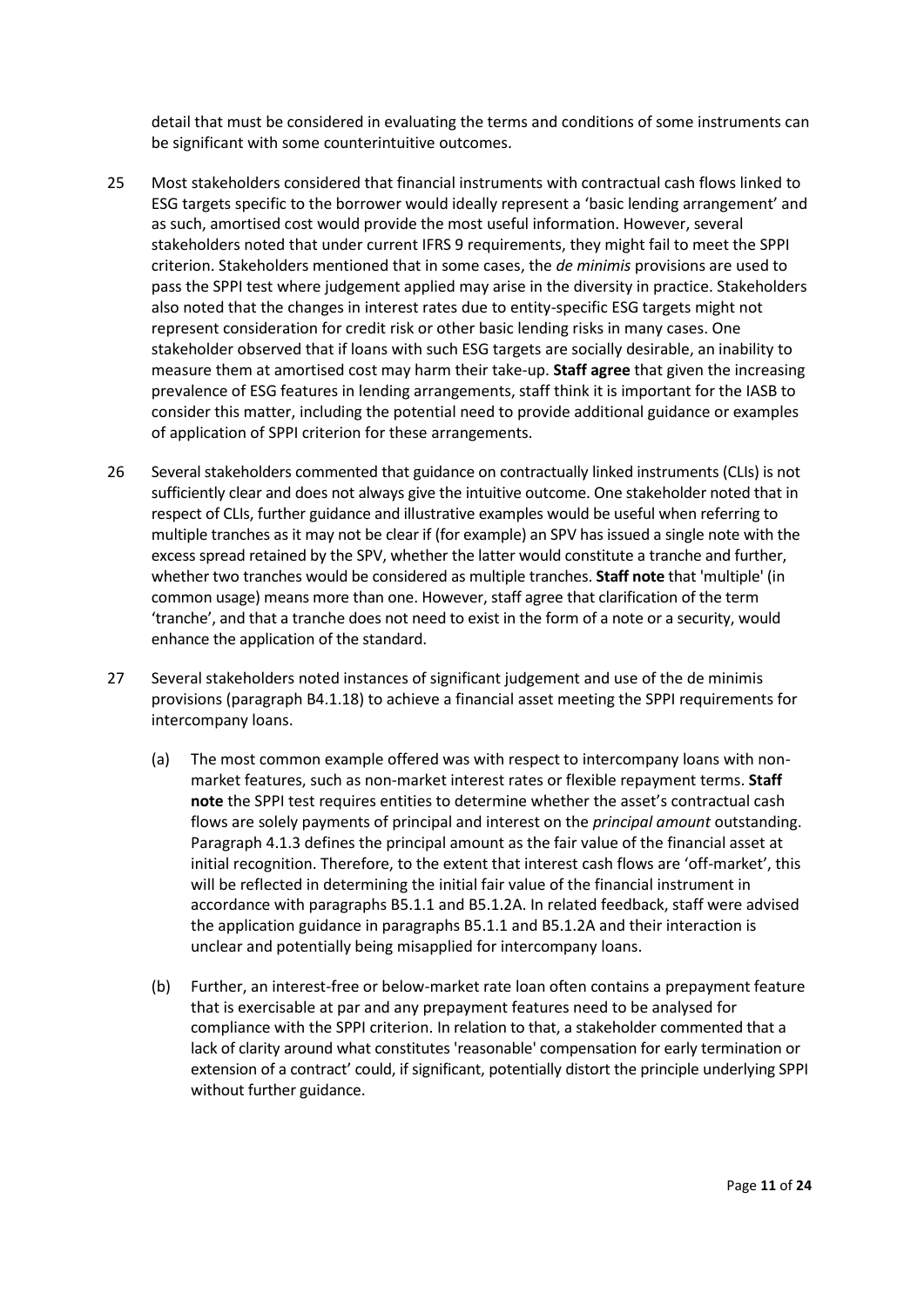detail that must be considered in evaluating the terms and conditions of some instruments can be significant with some counterintuitive outcomes.

25 Most stakeholders considered that financial instruments with contractual cash flows linked to ESG targets specific to the borrower would ideally represent a 'basic lending arrangement' and as such, amortised cost would provide the most useful information. However, several stakeholders noted that under current IFRS 9 requirements, they might fail to meet the SPPI criterion. Stakeholders mentioned that in some cases, the *de minimis* provisions are used to pass the SPPI test where judgement applied may arise in the diversity in practice. Stakeholders also noted that the changes in interest rates due to entity-specific ESG targets might not represent consideration for credit risk or other basic lending risks in many cases. One stakeholder observed that if loans with such ESG targets are socially desirable, an inability to measure them at amortised cost may harm their take-up. **Staff agree** that given the increasing prevalence of ESG features in lending arrangements, staff think it is important for the IASB to consider this matter, including the potential need to provide additional guidance or examples of application of SPPI criterion for these arrangements.

26 Several stakeholders commented that guidance on contractually linked instruments (CLIs) is not sufficiently clear and does not always give the intuitive outcome. One stakeholder noted that in respect of CLIs, further guidance and illustrative examples would be useful when referring to multiple tranches as it may not be clear if (for example) an SPV has issued a single note with the excess spread retained by the SPV, whether the latter would constitute a tranche and further, whether two tranches would be considered as multiple tranches. **Staff note** that 'multiple' (in common usage) means more than one. However, staff agree that clarification of the term 'tranche', and that a tranche does not need to exist in the form of a note or a security, would enhance the application of the standard.

27 Several stakeholders noted instances of significant judgement and use of the de minimis provisions (paragraph B4.1.18) to achieve a financial asset meeting the SPPI requirements for intercompany loans.

(a) The most common example offered was with respect to intercompany loans with non-market features, such as non-market interest rates or flexible repayment terms. **Staff note** the SPPI test requires entities to determine whether the asset's contractual cash flows are solely payments of principal and interest on the *principal amount* outstanding. Paragraph 4.1.3 defines the principal amount as the fair value of the financial asset at initial recognition. Therefore, to the extent that interest cash flows are 'off-market', this will be reflected in determining the initial fair value of the financial instrument in accordance with paragraphs B5.1.1 and B5.1.2A. In related feedback, staff were advised the application guidance in paragraphs B5.1.1 and B5.1.2A and their interaction is unclear and potentially being misapplied for intercompany loans.

(b) Further, an interest-free or below-market rate loan often contains a prepayment feature that is exercisable at par and any prepayment features need to be analysed for compliance with the SPPI criterion. In relation to that, a stakeholder commented that a lack of clarity around what constitutes 'reasonable' compensation for early termination or extension of a contract' could, if significant, potentially distort the principle underlying SPPI without further guidance.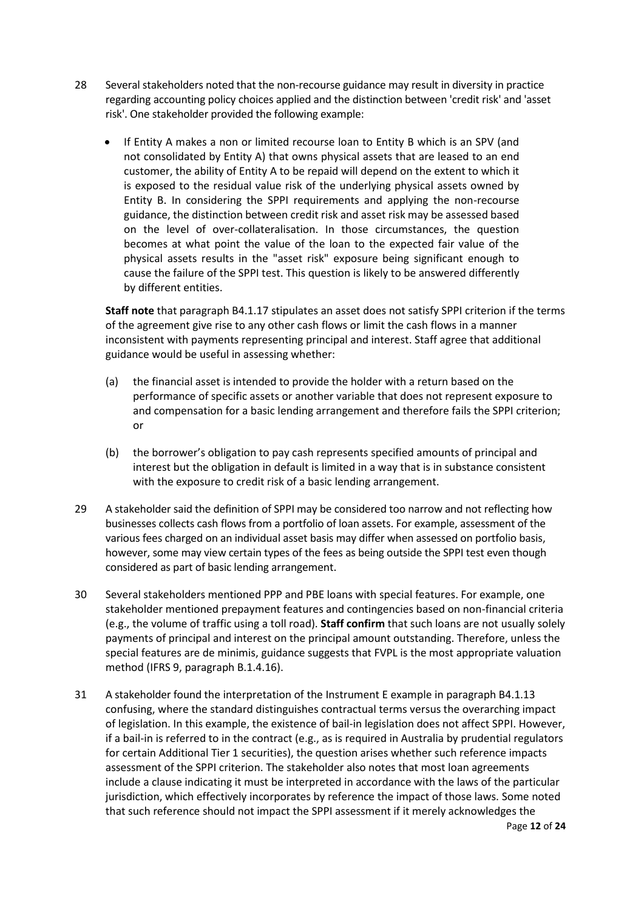28 Several stakeholders noted that the non-recourse guidance may result in diversity in practice regarding accounting policy choices applied and the distinction between 'credit risk' and 'asset risk'. One stakeholder provided the following example:

- If Entity A makes a non or limited recourse loan to Entity B which is an SPV (and not consolidated by Entity A) that owns physical assets that are leased to an end customer, the ability of Entity A to be repaid will depend on the extent to which it is exposed to the residual value risk of the underlying physical assets owned by Entity B. In considering the SPPI requirements and applying the non-recourse guidance, the distinction between credit risk and asset risk may be assessed based on the level of over-collateralisation. In those circumstances, the question becomes at what point the value of the loan to the expected fair value of the physical assets results in the "asset risk" exposure being significant enough to cause the failure of the SPPI test. This question is likely to be answered differently by different entities.

**Staff note** that paragraph B4.1.17 stipulates an asset does not satisfy SPPI criterion if the terms of the agreement give rise to any other cash flows or limit the cash flows in a manner inconsistent with payments representing principal and interest. Staff agree that additional guidance would be useful in assessing whether:

(a) the financial asset is intended to provide the holder with a return based on the performance of specific assets or another variable that does not represent exposure to and compensation for a basic lending arrangement and therefore fails the SPPI criterion; or

(b) the borrower's obligation to pay cash represents specified amounts of principal and interest but the obligation in default is limited in a way that is in substance consistent with the exposure to credit risk of a basic lending arrangement.

29 A stakeholder said the definition of SPPI may be considered too narrow and not reflecting how businesses collects cash flows from a portfolio of loan assets. For example, assessment of the various fees charged on an individual asset basis may differ when assessed on portfolio basis, however, some may view certain types of the fees as being outside the SPPI test even though considered as part of basic lending arrangement.

30 Several stakeholders mentioned PPP and PBE loans with special features. For example, one stakeholder mentioned prepayment features and contingencies based on non-financial criteria (e.g., the volume of traffic using a toll road). **Staff confirm** that such loans are not usually solely payments of principal and interest on the principal amount outstanding. Therefore, unless the special features are de minimis, guidance suggests that FVPL is the most appropriate valuation method (IFRS 9, paragraph B.1.4.16).

31 A stakeholder found the interpretation of the Instrument E example in paragraph B4.1.13 confusing, where the standard distinguishes contractual terms versus the overarching impact of legislation. In this example, the existence of bail-in legislation does not affect SPPI. However, if a bail-in is referred to in the contract (e.g., as is required in Australia by prudential regulators for certain Additional Tier 1 securities), the question arises whether such reference impacts assessment of the SPPI criterion. The stakeholder also notes that most loan agreements include a clause indicating it must be interpreted in accordance with the laws of the particular jurisdiction, which effectively incorporates by reference the impact of those laws. Some noted that such reference should not impact the SPPI assessment if it merely acknowledges the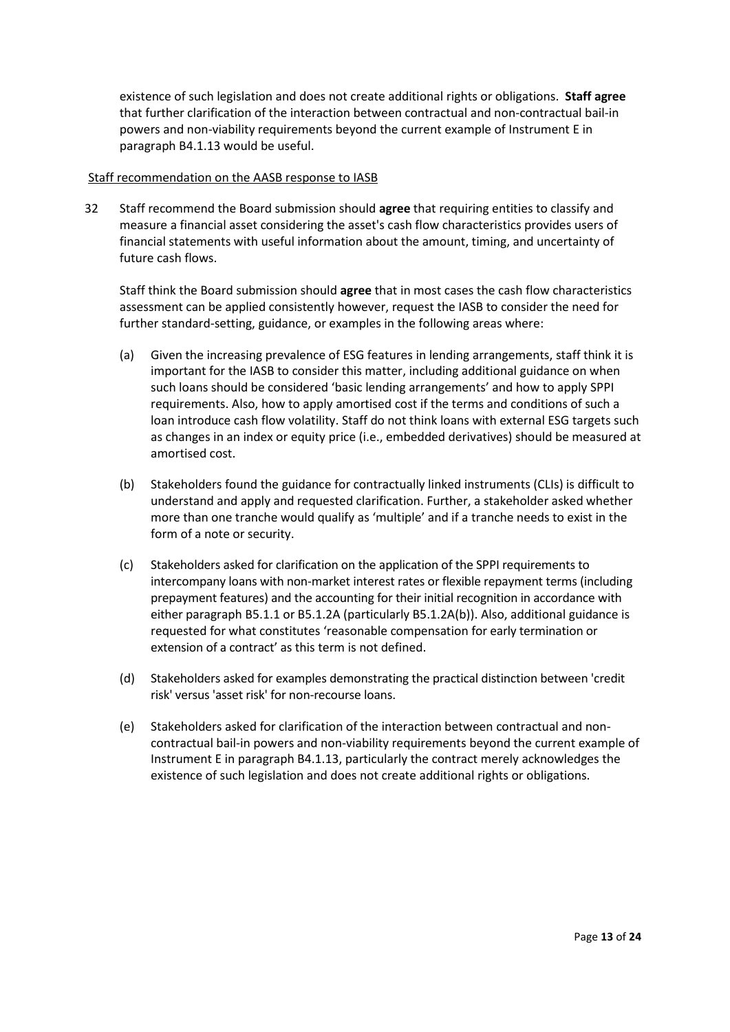existence of such legislation and does not create additional rights or obligations. **Staff agree** that further clarification of the interaction between contractual and non-contractual bail-in powers and non-viability requirements beyond the current example of Instrument E in paragraph B4.1.13 would be useful.

Staff recommendation on the AASB response to IASB

32 Staff recommend the Board submission should **agree** that requiring entities to classify and measure a financial asset considering the asset's cash flow characteristics provides users of financial statements with useful information about the amount, timing, and uncertainty of future cash flows.

Staff think the Board submission should **agree** that in most cases the cash flow characteristics assessment can be applied consistently however, request the IASB to consider the need for further standard-setting, guidance, or examples in the following areas where:

(a) Given the increasing prevalence of ESG features in lending arrangements, staff think it is important for the IASB to consider this matter, including additional guidance on when such loans should be considered 'basic lending arrangements' and how to apply SPPI requirements. Also, how to apply amortised cost if the terms and conditions of such a loan introduce cash flow volatility. Staff do not think loans with external ESG targets such as changes in an index or equity price (i.e., embedded derivatives) should be measured at amortised cost.

(b) Stakeholders found the guidance for contractually linked instruments (CLIs) is difficult to understand and apply and requested clarification. Further, a stakeholder asked whether more than one tranche would qualify as 'multiple' and if a tranche needs to exist in the form of a note or security.

(c) Stakeholders asked for clarification on the application of the SPPI requirements to intercompany loans with non-market interest rates or flexible repayment terms (including prepayment features) and the accounting for their initial recognition in accordance with either paragraph B5.1.1 or B5.1.2A (particularly B5.1.2A(b)). Also, additional guidance is requested for what constitutes 'reasonable compensation for early termination or extension of a contract' as this term is not defined.

(d) Stakeholders asked for examples demonstrating the practical distinction between 'credit risk' versus 'asset risk' for non-recourse loans.

(e) Stakeholders asked for clarification of the interaction between contractual and non-contractual bail-in powers and non-viability requirements beyond the current example of Instrument E in paragraph B4.1.13, particularly the contract merely acknowledges the existence of such legislation and does not create additional rights or obligations.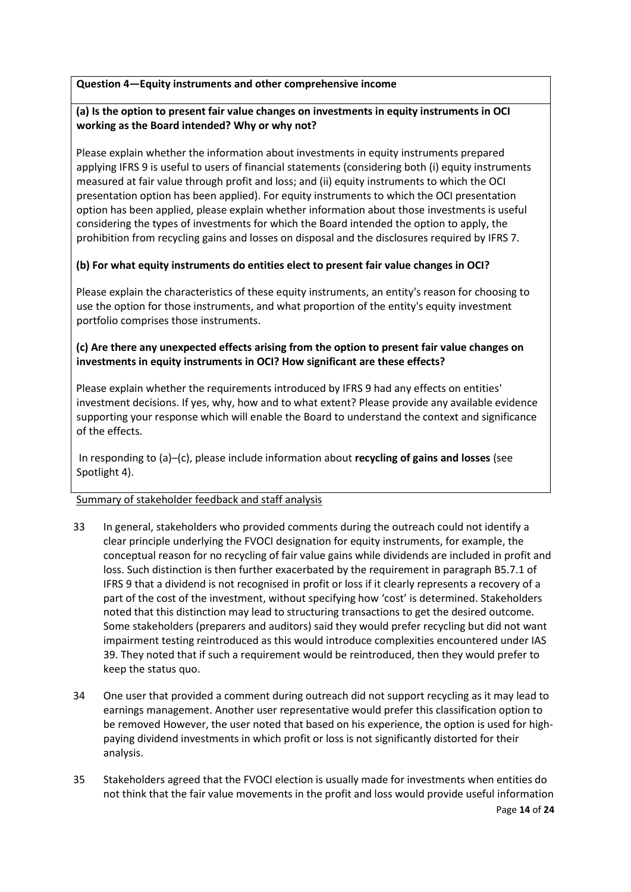**Question 4—Equity instruments and other comprehensive income**

**(a) Is the option to present fair value changes on investments in equity instruments in OCI working as the Board intended? Why or why not?**

Please explain whether the information about investments in equity instruments prepared applying IFRS 9 is useful to users of financial statements (considering both (i) equity instruments measured at fair value through profit and loss; and (ii) equity instruments to which the OCI presentation option has been applied). For equity instruments to which the OCI presentation option has been applied, please explain whether information about those investments is useful considering the types of investments for which the Board intended the option to apply, the prohibition from recycling gains and losses on disposal and the disclosures required by IFRS 7.

**(b) For what equity instruments do entities elect to present fair value changes in OCI?**

Please explain the characteristics of these equity instruments, an entity's reason for choosing to use the option for those instruments, and what proportion of the entity's equity investment portfolio comprises those instruments.

**(c) Are there any unexpected effects arising from the option to present fair value changes on investments in equity instruments in OCI? How significant are these effects?**

Please explain whether the requirements introduced by IFRS 9 had any effects on entities' investment decisions. If yes, why, how and to what extent? Please provide any available evidence supporting your response which will enable the Board to understand the context and significance of the effects.

In responding to (a)–(c), please include information about **recycling of gains and losses** (see Spotlight 4).

Summary of stakeholder feedback and staff analysis

33 In general, stakeholders who provided comments during the outreach could not identify a clear principle underlying the FVOCI designation for equity instruments, for example, the conceptual reason for no recycling of fair value gains while dividends are included in profit and loss. Such distinction is then further exacerbated by the requirement in paragraph B5.7.1 of IFRS 9 that a dividend is not recognised in profit or loss if it clearly represents a recovery of a part of the cost of the investment, without specifying how 'cost' is determined. Stakeholders noted that this distinction may lead to structuring transactions to get the desired outcome. Some stakeholders (preparers and auditors) said they would prefer recycling but did not want impairment testing reintroduced as this would introduce complexities encountered under IAS 39. They noted that if such a requirement would be reintroduced, then they would prefer to keep the status quo.

34 One user that provided a comment during outreach did not support recycling as it may lead to earnings management. Another user representative would prefer this classification option to be removed However, the user noted that based on his experience, the option is used for high-paying dividend investments in which profit or loss is not significantly distorted for their analysis.

35 Stakeholders agreed that the FVOCI election is usually made for investments when entities do not think that the fair value movements in the profit and loss would provide useful information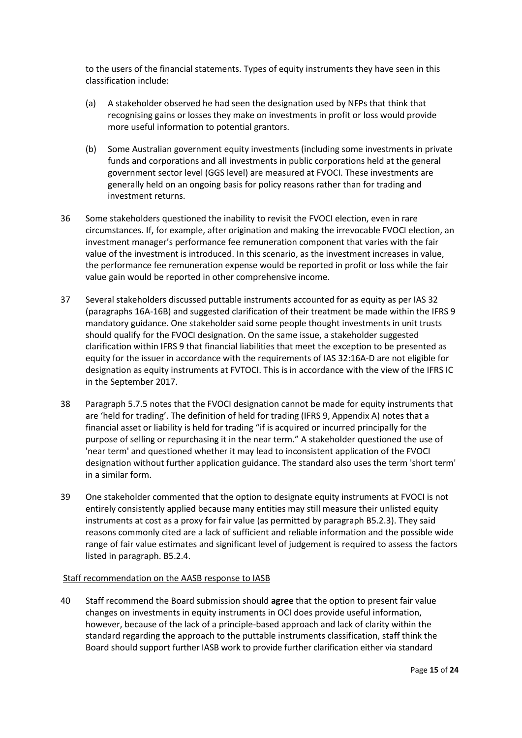to the users of the financial statements. Types of equity instruments they have seen in this classification include:

(a) A stakeholder observed he had seen the designation used by NFPs that think that recognising gains or losses they make on investments in profit or loss would provide more useful information to potential grantors.

(b) Some Australian government equity investments (including some investments in private funds and corporations and all investments in public corporations held at the general government sector level (GGS level) are measured at FVOCI. These investments are generally held on an ongoing basis for policy reasons rather than for trading and investment returns.

36 Some stakeholders questioned the inability to revisit the FVOCI election, even in rare circumstances. If, for example, after origination and making the irrevocable FVOCI election, an investment manager's performance fee remuneration component that varies with the fair value of the investment is introduced. In this scenario, as the investment increases in value, the performance fee remuneration expense would be reported in profit or loss while the fair value gain would be reported in other comprehensive income.

37 Several stakeholders discussed puttable instruments accounted for as equity as per IAS 32 (paragraphs 16A-16B) and suggested clarification of their treatment be made within the IFRS 9 mandatory guidance. One stakeholder said some people thought investments in unit trusts should qualify for the FVOCI designation. On the same issue, a stakeholder suggested clarification within IFRS 9 that financial liabilities that meet the exception to be presented as equity for the issuer in accordance with the requirements of IAS 32:16A-D are not eligible for designation as equity instruments at FVTOCI. This is in accordance with the view of the IFRS IC in the September 2017.

38 Paragraph 5.7.5 notes that the FVOCI designation cannot be made for equity instruments that are 'held for trading'. The definition of held for trading (IFRS 9, Appendix A) notes that a financial asset or liability is held for trading "if is acquired or incurred principally for the purpose of selling or repurchasing it in the near term." A stakeholder questioned the use of 'near term' and questioned whether it may lead to inconsistent application of the FVOCI designation without further application guidance. The standard also uses the term 'short term' in a similar form.

39 One stakeholder commented that the option to designate equity instruments at FVOCI is not entirely consistently applied because many entities may still measure their unlisted equity instruments at cost as a proxy for fair value (as permitted by paragraph B5.2.3). They said reasons commonly cited are a lack of sufficient and reliable information and the possible wide range of fair value estimates and significant level of judgement is required to assess the factors listed in paragraph. B5.2.4.

Staff recommendation on the AASB response to IASB

40 Staff recommend the Board submission should **agree** that the option to present fair value changes on investments in equity instruments in OCI does provide useful information, however, because of the lack of a principle-based approach and lack of clarity within the standard regarding the approach to the puttable instruments classification, staff think the Board should support further IASB work to provide further clarification either via standard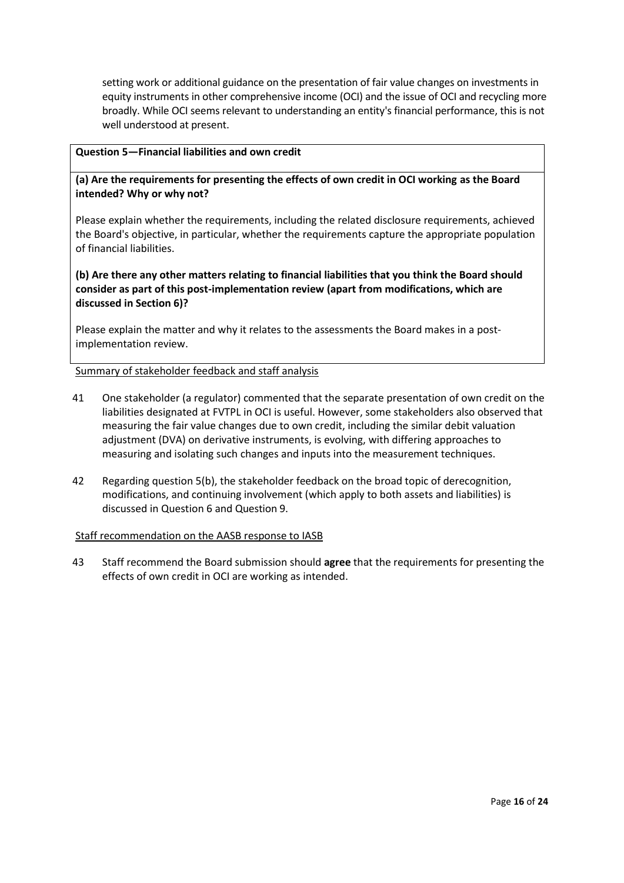setting work or additional guidance on the presentation of fair value changes on investments in equity instruments in other comprehensive income (OCI) and the issue of OCI and recycling more broadly. While OCI seems relevant to understanding an entity's financial performance, this is not well understood at present.

**Question 5—Financial liabilities and own credit**

**(a) Are the requirements for presenting the effects of own credit in OCI working as the Board intended? Why or why not?**

Please explain whether the requirements, including the related disclosure requirements, achieved the Board's objective, in particular, whether the requirements capture the appropriate population of financial liabilities.

**(b) Are there any other matters relating to financial liabilities that you think the Board should consider as part of this post-implementation review (apart from modifications, which are discussed in Section 6)?**

Please explain the matter and why it relates to the assessments the Board makes in a post-implementation review.

Summary of stakeholder feedback and staff analysis

41 One stakeholder (a regulator) commented that the separate presentation of own credit on the liabilities designated at FVTPL in OCI is useful. However, some stakeholders also observed that measuring the fair value changes due to own credit, including the similar debit valuation adjustment (DVA) on derivative instruments, is evolving, with differing approaches to measuring and isolating such changes and inputs into the measurement techniques.

42 Regarding question 5(b), the stakeholder feedback on the broad topic of derecognition, modifications, and continuing involvement (which apply to both assets and liabilities) is discussed in Question 6 and Question 9.

Staff recommendation on the AASB response to IASB

43 Staff recommend the Board submission should **agree** that the requirements for presenting the effects of own credit in OCI are working as intended.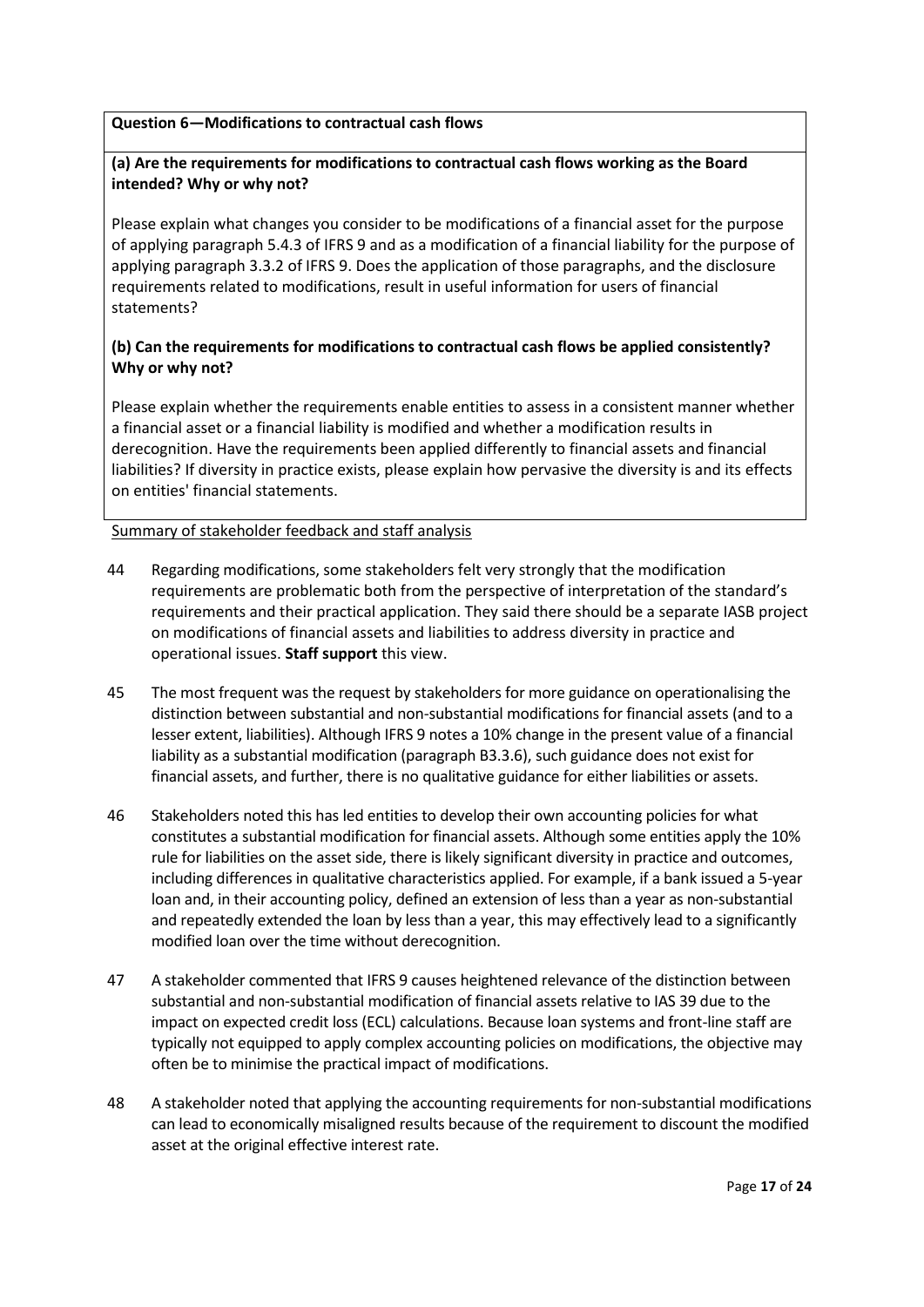**Question 6—Modifications to contractual cash flows**

**(a) Are the requirements for modifications to contractual cash flows working as the Board intended? Why or why not?**

Please explain what changes you consider to be modifications of a financial asset for the purpose of applying paragraph 5.4.3 of IFRS 9 and as a modification of a financial liability for the purpose of applying paragraph 3.3.2 of IFRS 9. Does the application of those paragraphs, and the disclosure requirements related to modifications, result in useful information for users of financial statements?

**(b) Can the requirements for modifications to contractual cash flows be applied consistently? Why or why not?**

Please explain whether the requirements enable entities to assess in a consistent manner whether a financial asset or a financial liability is modified and whether a modification results in derecognition. Have the requirements been applied differently to financial assets and financial liabilities? If diversity in practice exists, please explain how pervasive the diversity is and its effects on entities' financial statements.

Summary of stakeholder feedback and staff analysis

44 Regarding modifications, some stakeholders felt very strongly that the modification requirements are problematic both from the perspective of interpretation of the standard's requirements and their practical application. They said there should be a separate IASB project on modifications of financial assets and liabilities to address diversity in practice and operational issues. **Staff support** this view.

45 The most frequent was the request by stakeholders for more guidance on operationalising the distinction between substantial and non-substantial modifications for financial assets (and to a lesser extent, liabilities). Although IFRS 9 notes a 10% change in the present value of a financial liability as a substantial modification (paragraph B3.3.6), such guidance does not exist for financial assets, and further, there is no qualitative guidance for either liabilities or assets.

46 Stakeholders noted this has led entities to develop their own accounting policies for what constitutes a substantial modification for financial assets. Although some entities apply the 10% rule for liabilities on the asset side, there is likely significant diversity in practice and outcomes, including differences in qualitative characteristics applied. For example, if a bank issued a 5-year loan and, in their accounting policy, defined an extension of less than a year as non-substantial and repeatedly extended the loan by less than a year, this may effectively lead to a significantly modified loan over the time without derecognition.

47 A stakeholder commented that IFRS 9 causes heightened relevance of the distinction between substantial and non-substantial modification of financial assets relative to IAS 39 due to the impact on expected credit loss (ECL) calculations. Because loan systems and front-line staff are typically not equipped to apply complex accounting policies on modifications, the objective may often be to minimise the practical impact of modifications.

48 A stakeholder noted that applying the accounting requirements for non-substantial modifications can lead to economically misaligned results because of the requirement to discount the modified asset at the original effective interest rate.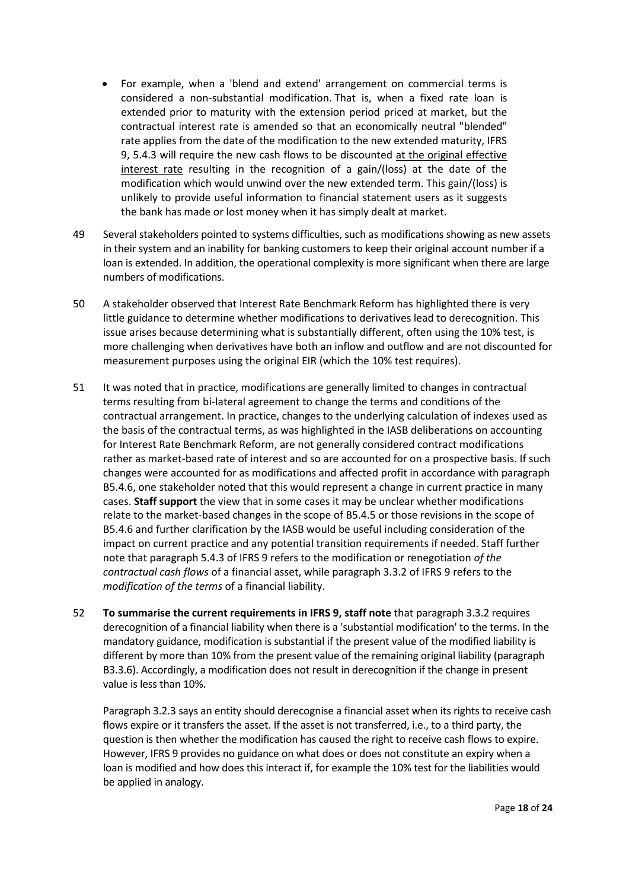- For example, when a 'blend and extend' arrangement on commercial terms is considered a non-substantial modification. That is, when a fixed rate loan is extended prior to maturity with the extension period priced at market, but the contractual interest rate is amended so that an economically neutral "blended" rate applies from the date of the modification to the new extended maturity, IFRS 9, 5.4.3 will require the new cash flows to be discounted at the original effective interest rate resulting in the recognition of a gain/(loss) at the date of the modification which would unwind over the new extended term. This gain/(loss) is unlikely to provide useful information to financial statement users as it suggests the bank has made or lost money when it has simply dealt at market.

49 Several stakeholders pointed to systems difficulties, such as modifications showing as new assets in their system and an inability for banking customers to keep their original account number if a loan is extended. In addition, the operational complexity is more significant when there are large numbers of modifications.

50 A stakeholder observed that Interest Rate Benchmark Reform has highlighted there is very little guidance to determine whether modifications to derivatives lead to derecognition. This issue arises because determining what is substantially different, often using the 10% test, is more challenging when derivatives have both an inflow and outflow and are not discounted for measurement purposes using the original EIR (which the 10% test requires).

51 It was noted that in practice, modifications are generally limited to changes in contractual terms resulting from bi-lateral agreement to change the terms and conditions of the contractual arrangement. In practice, changes to the underlying calculation of indexes used as the basis of the contractual terms, as was highlighted in the IASB deliberations on accounting for Interest Rate Benchmark Reform, are not generally considered contract modifications rather as market-based rate of interest and so are accounted for on a prospective basis. If such changes were accounted for as modifications and affected profit in accordance with paragraph B5.4.6, one stakeholder noted that this would represent a change in current practice in many cases. **Staff support** the view that in some cases it may be unclear whether modifications relate to the market-based changes in the scope of B5.4.5 or those revisions in the scope of B5.4.6 and further clarification by the IASB would be useful including consideration of the impact on current practice and any potential transition requirements if needed. Staff further note that paragraph 5.4.3 of IFRS 9 refers to the modification or renegotiation *of the contractual cash flows* of a financial asset, while paragraph 3.3.2 of IFRS 9 refers to the *modification of the terms* of a financial liability.

52 **To summarise the current requirements in IFRS 9, staff note** that paragraph 3.3.2 requires derecognition of a financial liability when there is a 'substantial modification' to the terms. In the mandatory guidance, modification is substantial if the present value of the modified liability is different by more than 10% from the present value of the remaining original liability (paragraph B3.3.6). Accordingly, a modification does not result in derecognition if the change in present value is less than 10%.

Paragraph 3.2.3 says an entity should derecognise a financial asset when its rights to receive cash flows expire or it transfers the asset. If the asset is not transferred, i.e., to a third party, the question is then whether the modification has caused the right to receive cash flows to expire. However, IFRS 9 provides no guidance on what does or does not constitute an expiry when a loan is modified and how does this interact if, for example the 10% test for the liabilities would be applied in analogy.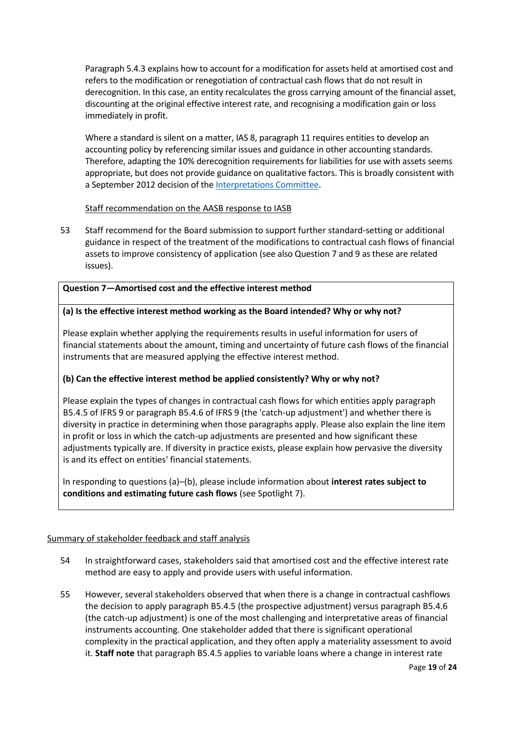Paragraph 5.4.3 explains how to account for a modification for assets held at amortised cost and refers to the modification or renegotiation of contractual cash flows that do not result in derecognition. In this case, an entity recalculates the gross carrying amount of the financial asset, discounting at the original effective interest rate, and recognising a modification gain or loss immediately in profit.

Where a standard is silent on a matter, IAS 8, paragraph 11 requires entities to develop an accounting policy by referencing similar issues and guidance in other accounting standards. Therefore, adapting the 10% derecognition requirements for liabilities for use with assets seems appropriate, but does not provide guidance on qualitative factors. This is broadly consistent with a September 2012 decision of the [Interpretations Committee](Interpretations Committee).

Staff recommendation on the AASB response to IASB

53 Staff recommend for the Board submission to support further standard-setting or additional guidance in respect of the treatment of the modifications to contractual cash flows of financial assets to improve consistency of application (see also Question 7 and 9 as these are related issues).

| **Question 7—Amortised cost and the effective interest method** |
|---|
| **(a) Is the effective interest method working as the Board intended? Why or why not?**<br><br>Please explain whether applying the requirements results in useful information for users of financial statements about the amount, timing and uncertainty of future cash flows of the financial instruments that are measured applying the effective interest method.<br><br>**(b) Can the effective interest method be applied consistently? Why or why not?**<br><br>Please explain the types of changes in contractual cash flows for which entities apply paragraph B5.4.5 of IFRS 9 or paragraph B5.4.6 of IFRS 9 (the 'catch-up adjustment') and whether there is diversity in practice in determining when those paragraphs apply. Please also explain the line item in profit or loss in which the catch-up adjustments are presented and how significant these adjustments typically are. If diversity in practice exists, please explain how pervasive the diversity is and its effect on entities' financial statements.<br><br>In responding to questions (a)–(b), please include information about **interest rates subject to conditions and estimating future cash flows** (see Spotlight 7). |

Summary of stakeholder feedback and staff analysis

54 In straightforward cases, stakeholders said that amortised cost and the effective interest rate method are easy to apply and provide users with useful information.

55 However, several stakeholders observed that when there is a change in contractual cashflows the decision to apply paragraph B5.4.5 (the prospective adjustment) versus paragraph B5.4.6 (the catch-up adjustment) is one of the most challenging and interpretative areas of financial instruments accounting. One stakeholder added that there is significant operational complexity in the practical application, and they often apply a materiality assessment to avoid it. **Staff note** that paragraph B5.4.5 applies to variable loans where a change in interest rate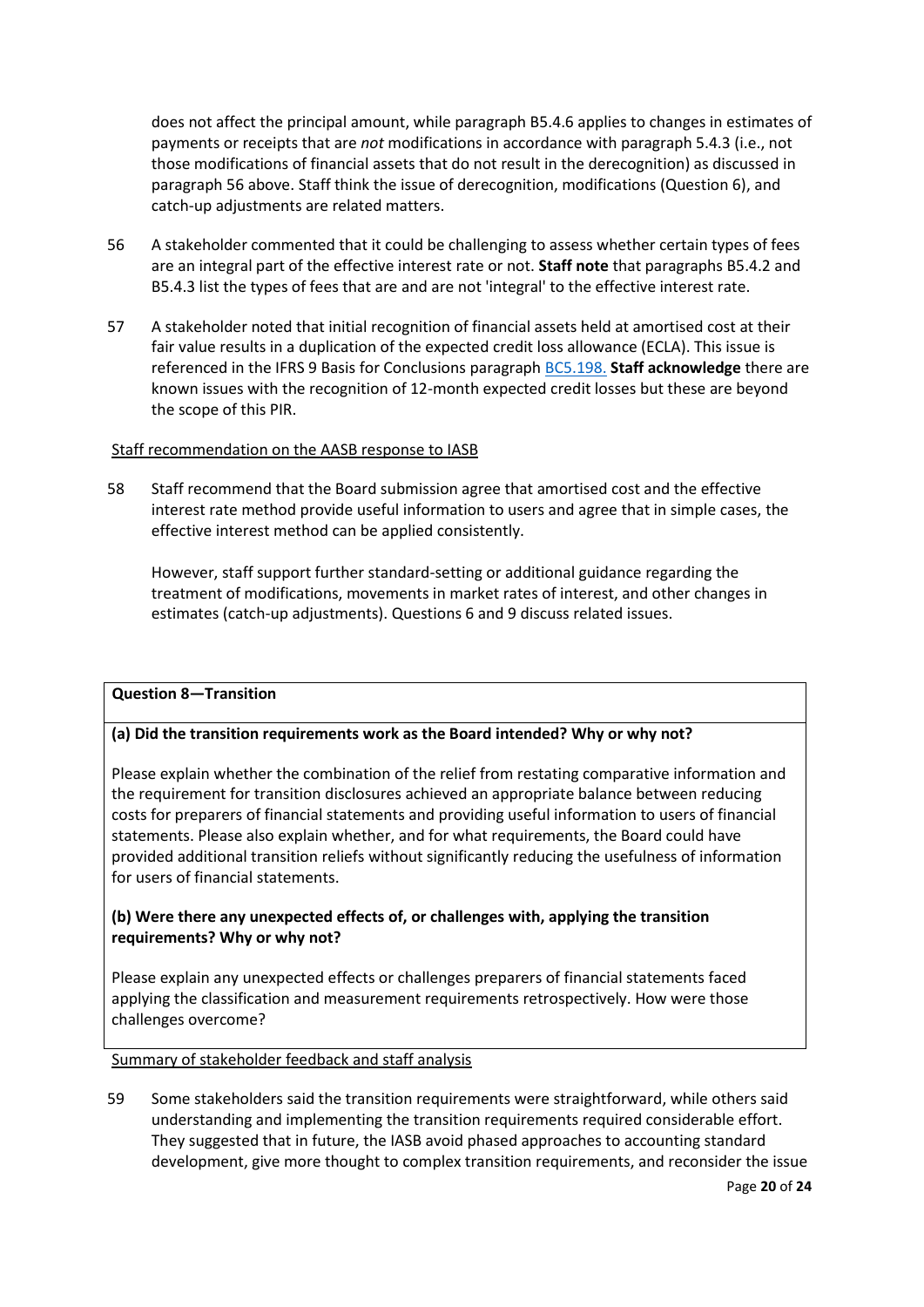does not affect the principal amount, while paragraph B5.4.6 applies to changes in estimates of payments or receipts that are *not* modifications in accordance with paragraph 5.4.3 (i.e., not those modifications of financial assets that do not result in the derecognition) as discussed in paragraph 56 above. Staff think the issue of derecognition, modifications (Question 6), and catch-up adjustments are related matters.

56 A stakeholder commented that it could be challenging to assess whether certain types of fees are an integral part of the effective interest rate or not. **Staff note** that paragraphs B5.4.2 and B5.4.3 list the types of fees that are and are not 'integral' to the effective interest rate.

57 A stakeholder noted that initial recognition of financial assets held at amortised cost at their fair value results in a duplication of the expected credit loss allowance (ECLA). This issue is referenced in the IFRS 9 Basis for Conclusions paragraph [BC5.198.](BC5.198.) **Staff acknowledge** there are known issues with the recognition of 12-month expected credit losses but these are beyond the scope of this PIR.

Staff recommendation on the AASB response to IASB

58 Staff recommend that the Board submission agree that amortised cost and the effective interest rate method provide useful information to users and agree that in simple cases, the effective interest method can be applied consistently.

However, staff support further standard-setting or additional guidance regarding the treatment of modifications, movements in market rates of interest, and other changes in estimates (catch-up adjustments). Questions 6 and 9 discuss related issues.

**Question 8—Transition**

**(a) Did the transition requirements work as the Board intended? Why or why not?**

Please explain whether the combination of the relief from restating comparative information and the requirement for transition disclosures achieved an appropriate balance between reducing costs for preparers of financial statements and providing useful information to users of financial statements. Please also explain whether, and for what requirements, the Board could have provided additional transition reliefs without significantly reducing the usefulness of information for users of financial statements.

**(b) Were there any unexpected effects of, or challenges with, applying the transition requirements? Why or why not?**

Please explain any unexpected effects or challenges preparers of financial statements faced applying the classification and measurement requirements retrospectively. How were those challenges overcome?

Summary of stakeholder feedback and staff analysis

59 Some stakeholders said the transition requirements were straightforward, while others said understanding and implementing the transition requirements required considerable effort. They suggested that in future, the IASB avoid phased approaches to accounting standard development, give more thought to complex transition requirements, and reconsider the issue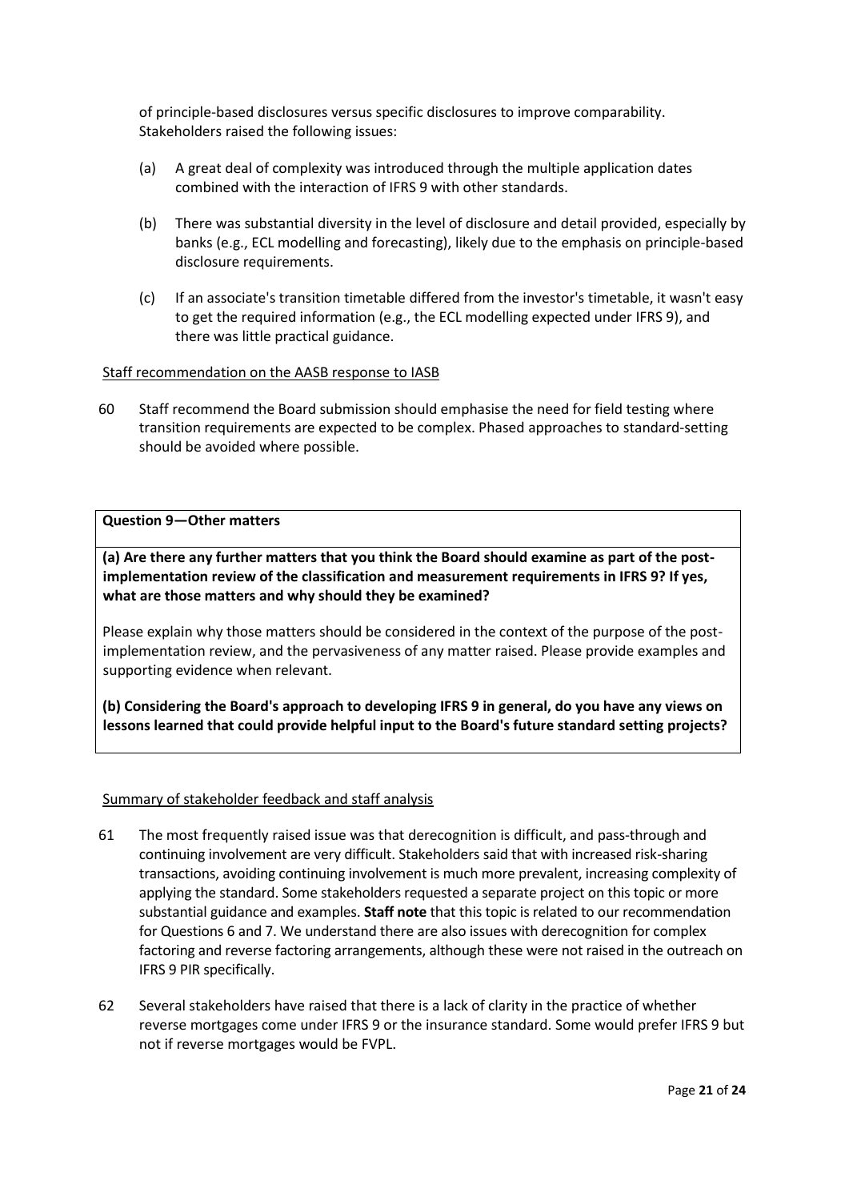of principle-based disclosures versus specific disclosures to improve comparability. Stakeholders raised the following issues:

(a) A great deal of complexity was introduced through the multiple application dates combined with the interaction of IFRS 9 with other standards.

(b) There was substantial diversity in the level of disclosure and detail provided, especially by banks (e.g., ECL modelling and forecasting), likely due to the emphasis on principle-based disclosure requirements.

(c) If an associate's transition timetable differed from the investor's timetable, it wasn't easy to get the required information (e.g., the ECL modelling expected under IFRS 9), and there was little practical guidance.

Staff recommendation on the AASB response to IASB

60 Staff recommend the Board submission should emphasise the need for field testing where transition requirements are expected to be complex. Phased approaches to standard-setting should be avoided where possible.

**Question 9—Other matters**

**(a) Are there any further matters that you think the Board should examine as part of the post-implementation review of the classification and measurement requirements in IFRS 9? If yes, what are those matters and why should they be examined?**

Please explain why those matters should be considered in the context of the purpose of the post-implementation review, and the pervasiveness of any matter raised. Please provide examples and supporting evidence when relevant.

**(b) Considering the Board's approach to developing IFRS 9 in general, do you have any views on lessons learned that could provide helpful input to the Board's future standard setting projects?**

Summary of stakeholder feedback and staff analysis

61 The most frequently raised issue was that derecognition is difficult, and pass-through and continuing involvement are very difficult. Stakeholders said that with increased risk-sharing transactions, avoiding continuing involvement is much more prevalent, increasing complexity of applying the standard. Some stakeholders requested a separate project on this topic or more substantial guidance and examples. **Staff note** that this topic is related to our recommendation for Questions 6 and 7. We understand there are also issues with derecognition for complex factoring and reverse factoring arrangements, although these were not raised in the outreach on IFRS 9 PIR specifically.

62 Several stakeholders have raised that there is a lack of clarity in the practice of whether reverse mortgages come under IFRS 9 or the insurance standard. Some would prefer IFRS 9 but not if reverse mortgages would be FVPL.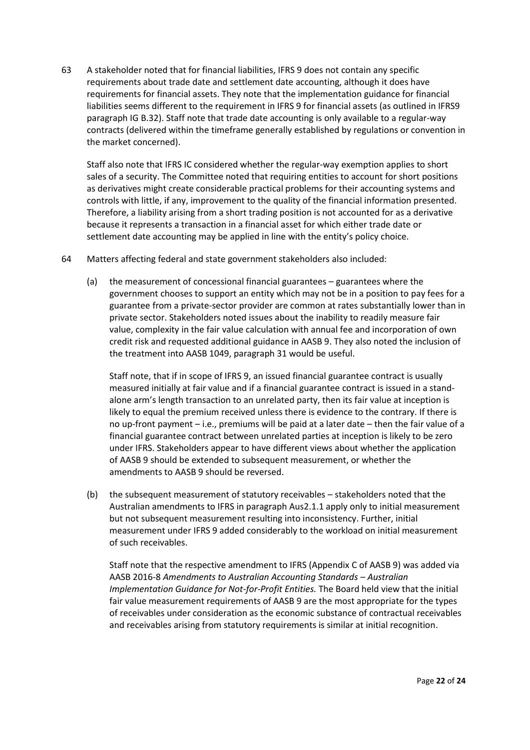63 A stakeholder noted that for financial liabilities, IFRS 9 does not contain any specific requirements about trade date and settlement date accounting, although it does have requirements for financial assets. They note that the implementation guidance for financial liabilities seems different to the requirement in IFRS 9 for financial assets (as outlined in IFRS9 paragraph IG B.32). Staff note that trade date accounting is only available to a regular-way contracts (delivered within the timeframe generally established by regulations or convention in the market concerned).

Staff also note that IFRS IC considered whether the regular-way exemption applies to short sales of a security. The Committee noted that requiring entities to account for short positions as derivatives might create considerable practical problems for their accounting systems and controls with little, if any, improvement to the quality of the financial information presented. Therefore, a liability arising from a short trading position is not accounted for as a derivative because it represents a transaction in a financial asset for which either trade date or settlement date accounting may be applied in line with the entity's policy choice.

64 Matters affecting federal and state government stakeholders also included:

(a) the measurement of concessional financial guarantees – guarantees where the government chooses to support an entity which may not be in a position to pay fees for a guarantee from a private-sector provider are common at rates substantially lower than in private sector. Stakeholders noted issues about the inability to readily measure fair value, complexity in the fair value calculation with annual fee and incorporation of own credit risk and requested additional guidance in AASB 9. They also noted the inclusion of the treatment into AASB 1049, paragraph 31 would be useful.

Staff note, that if in scope of IFRS 9, an issued financial guarantee contract is usually measured initially at fair value and if a financial guarantee contract is issued in a stand-alone arm's length transaction to an unrelated party, then its fair value at inception is likely to equal the premium received unless there is evidence to the contrary. If there is no up-front payment – i.e., premiums will be paid at a later date – then the fair value of a financial guarantee contract between unrelated parties at inception is likely to be zero under IFRS. Stakeholders appear to have different views about whether the application of AASB 9 should be extended to subsequent measurement, or whether the amendments to AASB 9 should be reversed.

(b) the subsequent measurement of statutory receivables – stakeholders noted that the Australian amendments to IFRS in paragraph Aus2.1.1 apply only to initial measurement but not subsequent measurement resulting into inconsistency. Further, initial measurement under IFRS 9 added considerably to the workload on initial measurement of such receivables.

Staff note that the respective amendment to IFRS (Appendix C of AASB 9) was added via AASB 2016-8 *Amendments to Australian Accounting Standards – Australian Implementation Guidance for Not-for-Profit Entities.* The Board held view that the initial fair value measurement requirements of AASB 9 are the most appropriate for the types of receivables under consideration as the economic substance of contractual receivables and receivables arising from statutory requirements is similar at initial recognition.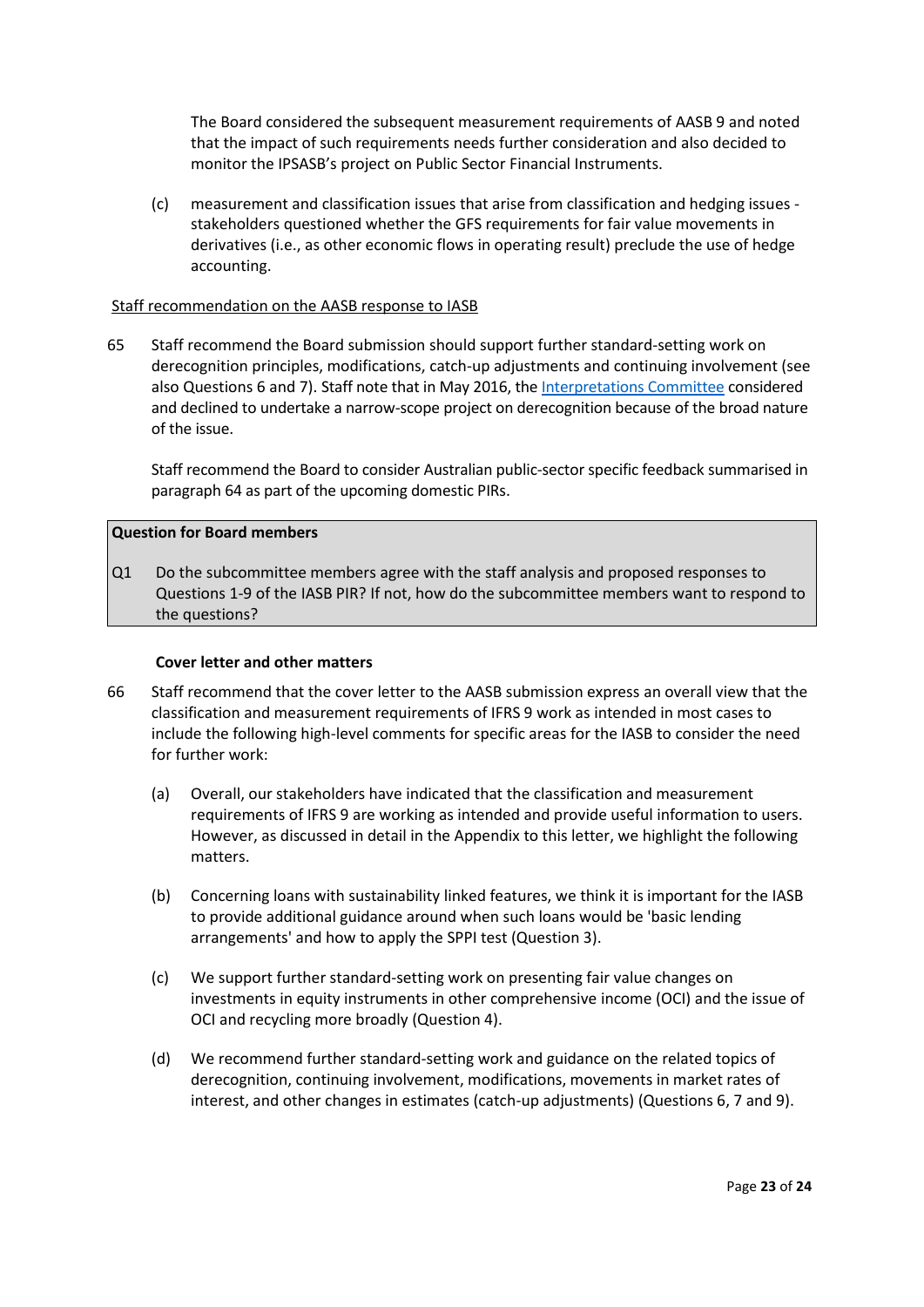The Board considered the subsequent measurement requirements of AASB 9 and noted that the impact of such requirements needs further consideration and also decided to monitor the IPSASB's project on Public Sector Financial Instruments.

(c) measurement and classification issues that arise from classification and hedging issues - stakeholders questioned whether the GFS requirements for fair value movements in derivatives (i.e., as other economic flows in operating result) preclude the use of hedge accounting.

Staff recommendation on the AASB response to IASB

65 Staff recommend the Board submission should support further standard-setting work on derecognition principles, modifications, catch-up adjustments and continuing involvement (see also Questions 6 and 7). Staff note that in May 2016, the [Interpretations Committee](#) considered and declined to undertake a narrow-scope project on derecognition because of the broad nature of the issue.

Staff recommend the Board to consider Australian public-sector specific feedback summarised in paragraph 64 as part of the upcoming domestic PIRs.

| **Question for Board members** |
|---|
| Q1 Do the subcommittee members agree with the staff analysis and proposed responses to Questions 1-9 of the IASB PIR? If not, how do the subcommittee members want to respond to the questions? |

### Cover letter and other matters

66 Staff recommend that the cover letter to the AASB submission express an overall view that the classification and measurement requirements of IFRS 9 work as intended in most cases to include the following high-level comments for specific areas for the IASB to consider the need for further work:

(a) Overall, our stakeholders have indicated that the classification and measurement requirements of IFRS 9 are working as intended and provide useful information to users. However, as discussed in detail in the Appendix to this letter, we highlight the following matters.

(b) Concerning loans with sustainability linked features, we think it is important for the IASB to provide additional guidance around when such loans would be 'basic lending arrangements' and how to apply the SPPI test (Question 3).

(c) We support further standard-setting work on presenting fair value changes on investments in equity instruments in other comprehensive income (OCI) and the issue of OCI and recycling more broadly (Question 4).

(d) We recommend further standard-setting work and guidance on the related topics of derecognition, continuing involvement, modifications, movements in market rates of interest, and other changes in estimates (catch-up adjustments) (Questions 6, 7 and 9).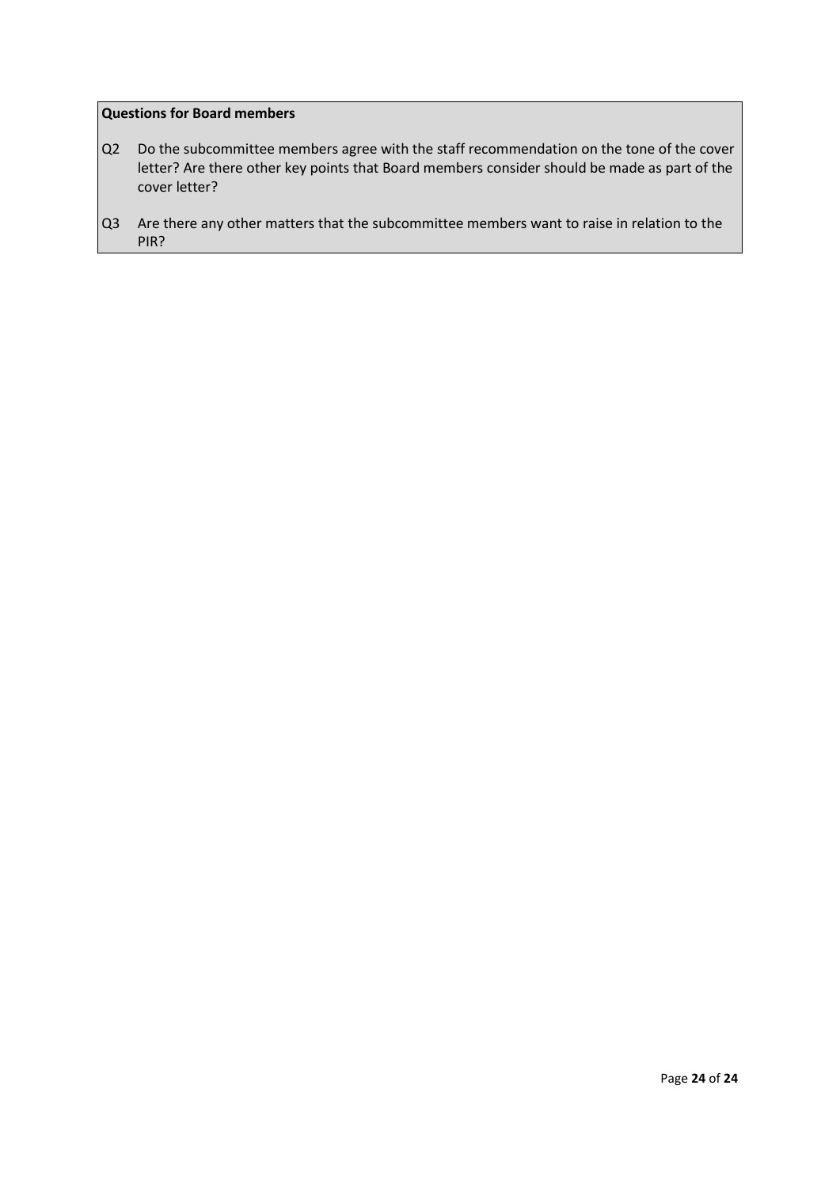**Questions for Board members**

Q2 Do the subcommittee members agree with the staff recommendation on the tone of the cover letter? Are there other key points that Board members consider should be made as part of the cover letter?

Q3 Are there any other matters that the subcommittee members want to raise in relation to the PIR?